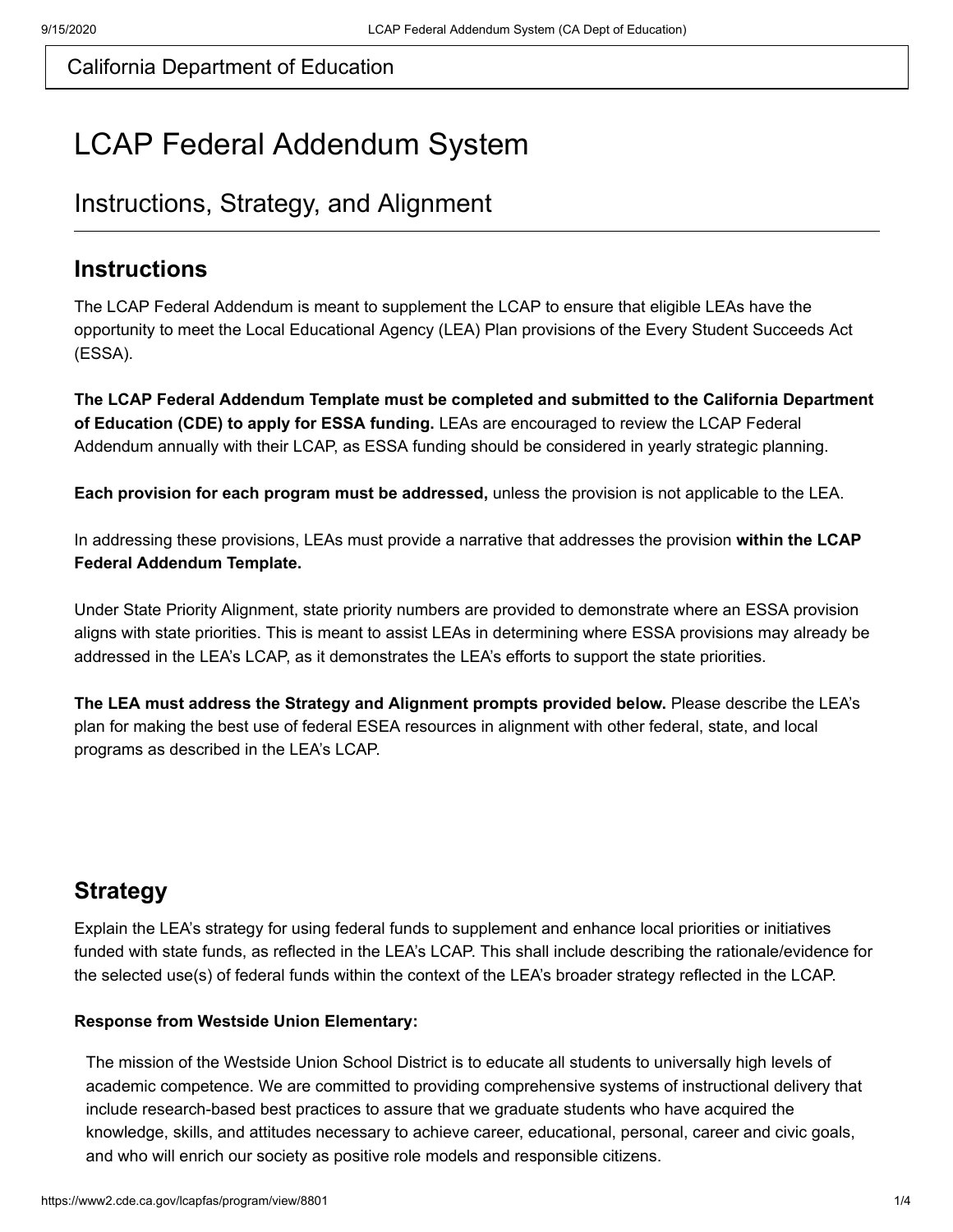California Department of Education

# LCAP Federal Addendum System

## Instructions, Strategy, and Alignment

---

### Instructions

The LCAP Federal Addendum is meant to supplement the LCAP to ensure that eligible LEAs have the opportunity to meet the Local Educational Agency (LEA) Plan provisions of the Every Student Succeeds Act (ESSA).

**The LCAP Federal Addendum Template must be completed and submitted to the California Department of Education (CDE) to apply for ESSA funding.** LEAs are encouraged to review the LCAP Federal Addendum annually with their LCAP, as ESSA funding should be considered in yearly strategic planning.

**Each provision for each program must be addressed,** unless the provision is not applicable to the LEA.

In addressing these provisions, LEAs must provide a narrative that addresses the provision **within the LCAP Federal Addendum Template.**

Under State Priority Alignment, state priority numbers are provided to demonstrate where an ESSA provision aligns with state priorities. This is meant to assist LEAs in determining where ESSA provisions may already be addressed in the LEA's LCAP, as it demonstrates the LEA's efforts to support the state priorities.

**The LEA must address the Strategy and Alignment prompts provided below.** Please describe the LEA's plan for making the best use of federal ESEA resources in alignment with other federal, state, and local programs as described in the LEA's LCAP.

### Strategy

Explain the LEA's strategy for using federal funds to supplement and enhance local priorities or initiatives funded with state funds, as reflected in the LEA's LCAP. This shall include describing the rationale/evidence for the selected use(s) of federal funds within the context of the LEA's broader strategy reflected in the LCAP.

**Response from Westside Union Elementary:**

The mission of the Westside Union School District is to educate all students to universally high levels of academic competence. We are committed to providing comprehensive systems of instructional delivery that include research-based best practices to assure that we graduate students who have acquired the knowledge, skills, and attitudes necessary to achieve career, educational, personal, career and civic goals, and who will enrich our society as positive role models and responsible citizens.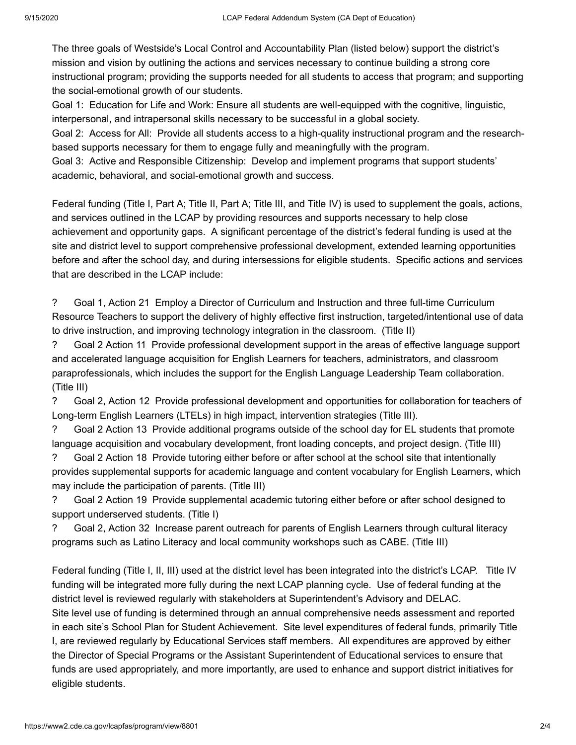The three goals of Westside's Local Control and Accountability Plan (listed below) support the district's mission and vision by outlining the actions and services necessary to continue building a strong core instructional program; providing the supports needed for all students to access that program; and supporting the social-emotional growth of our students.

Goal 1: Education for Life and Work: Ensure all students are well-equipped with the cognitive, linguistic, interpersonal, and intrapersonal skills necessary to be successful in a global society.

Goal 2: Access for All: Provide all students access to a high-quality instructional program and the research-based supports necessary for them to engage fully and meaningfully with the program.

Goal 3: Active and Responsible Citizenship: Develop and implement programs that support students' academic, behavioral, and social-emotional growth and success.

Federal funding (Title I, Part A; Title II, Part A; Title III, and Title IV) is used to supplement the goals, actions, and services outlined in the LCAP by providing resources and supports necessary to help close achievement and opportunity gaps. A significant percentage of the district's federal funding is used at the site and district level to support comprehensive professional development, extended learning opportunities before and after the school day, and during intersessions for eligible students. Specific actions and services that are described in the LCAP include:

? Goal 1, Action 21 Employ a Director of Curriculum and Instruction and three full-time Curriculum Resource Teachers to support the delivery of highly effective first instruction, targeted/intentional use of data to drive instruction, and improving technology integration in the classroom. (Title II)

? Goal 2 Action 11 Provide professional development support in the areas of effective language support and accelerated language acquisition for English Learners for teachers, administrators, and classroom paraprofessionals, which includes the support for the English Language Leadership Team collaboration. (Title III)

? Goal 2, Action 12 Provide professional development and opportunities for collaboration for teachers of Long-term English Learners (LTELs) in high impact, intervention strategies (Title III).

? Goal 2 Action 13 Provide additional programs outside of the school day for EL students that promote language acquisition and vocabulary development, front loading concepts, and project design. (Title III)

? Goal 2 Action 18 Provide tutoring either before or after school at the school site that intentionally provides supplemental supports for academic language and content vocabulary for English Learners, which may include the participation of parents. (Title III)

? Goal 2 Action 19 Provide supplemental academic tutoring either before or after school designed to support underserved students. (Title I)

? Goal 2, Action 32 Increase parent outreach for parents of English Learners through cultural literacy programs such as Latino Literacy and local community workshops such as CABE. (Title III)

Federal funding (Title I, II, III) used at the district level has been integrated into the district's LCAP. Title IV funding will be integrated more fully during the next LCAP planning cycle. Use of federal funding at the district level is reviewed regularly with stakeholders at Superintendent's Advisory and DELAC.

Site level use of funding is determined through an annual comprehensive needs assessment and reported in each site's School Plan for Student Achievement. Site level expenditures of federal funds, primarily Title I, are reviewed regularly by Educational Services staff members. All expenditures are approved by either the Director of Special Programs or the Assistant Superintendent of Educational services to ensure that funds are used appropriately, and more importantly, are used to enhance and support district initiatives for eligible students.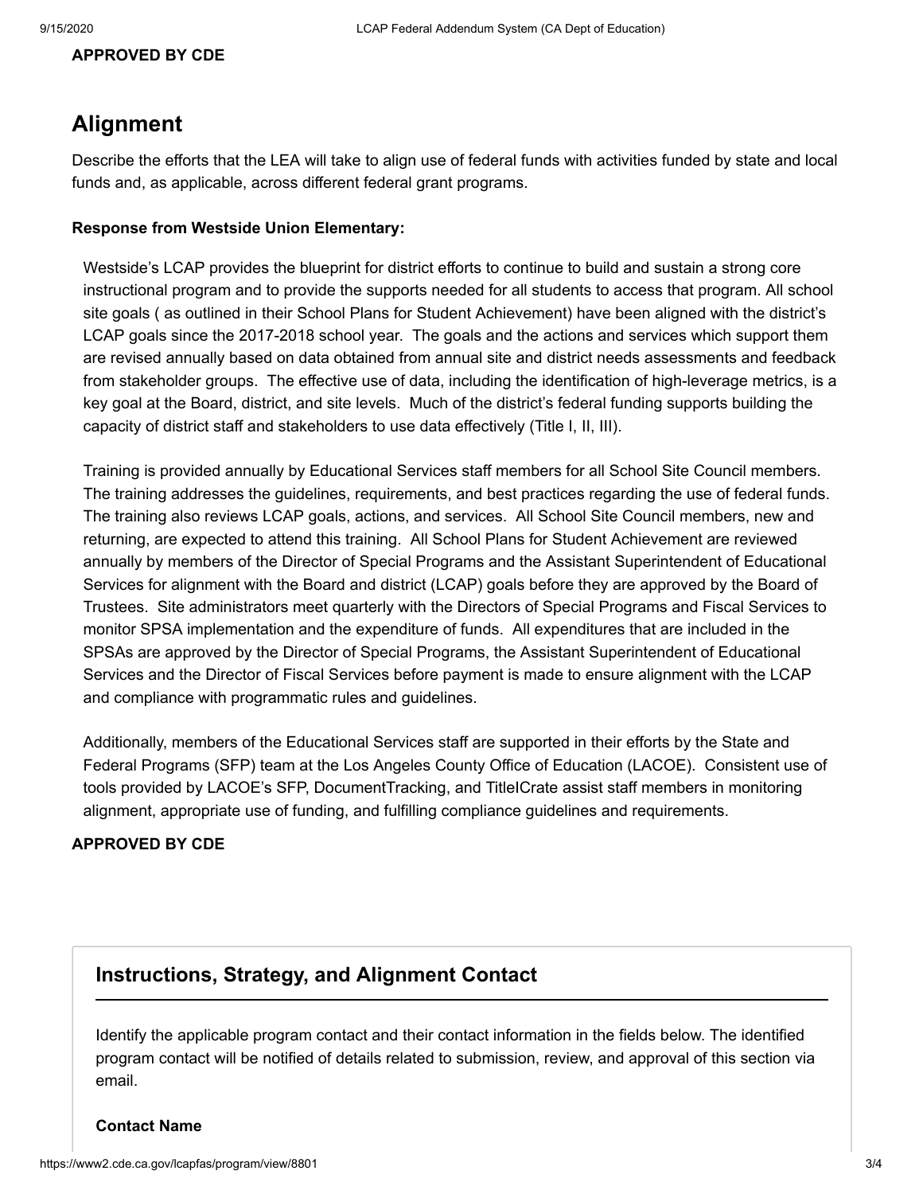**APPROVED BY CDE**

## Alignment

Describe the efforts that the LEA will take to align use of federal funds with activities funded by state and local funds and, as applicable, across different federal grant programs.

**Response from Westside Union Elementary:**

Westside's LCAP provides the blueprint for district efforts to continue to build and sustain a strong core instructional program and to provide the supports needed for all students to access that program. All school site goals ( as outlined in their School Plans for Student Achievement) have been aligned with the district's LCAP goals since the 2017-2018 school year. The goals and the actions and services which support them are revised annually based on data obtained from annual site and district needs assessments and feedback from stakeholder groups. The effective use of data, including the identification of high-leverage metrics, is a key goal at the Board, district, and site levels. Much of the district's federal funding supports building the capacity of district staff and stakeholders to use data effectively (Title I, II, III).

Training is provided annually by Educational Services staff members for all School Site Council members. The training addresses the guidelines, requirements, and best practices regarding the use of federal funds. The training also reviews LCAP goals, actions, and services. All School Site Council members, new and returning, are expected to attend this training. All School Plans for Student Achievement are reviewed annually by members of the Director of Special Programs and the Assistant Superintendent of Educational Services for alignment with the Board and district (LCAP) goals before they are approved by the Board of Trustees. Site administrators meet quarterly with the Directors of Special Programs and Fiscal Services to monitor SPSA implementation and the expenditure of funds. All expenditures that are included in the SPSAs are approved by the Director of Special Programs, the Assistant Superintendent of Educational Services and the Director of Fiscal Services before payment is made to ensure alignment with the LCAP and compliance with programmatic rules and guidelines.

Additionally, members of the Educational Services staff are supported in their efforts by the State and Federal Programs (SFP) team at the Los Angeles County Office of Education (LACOE). Consistent use of tools provided by LACOE's SFP, DocumentTracking, and TitleICrate assist staff members in monitoring alignment, appropriate use of funding, and fulfilling compliance guidelines and requirements.

**APPROVED BY CDE**

### Instructions, Strategy, and Alignment Contact

Identify the applicable program contact and their contact information in the fields below. The identified program contact will be notified of details related to submission, review, and approval of this section via email.

**Contact Name**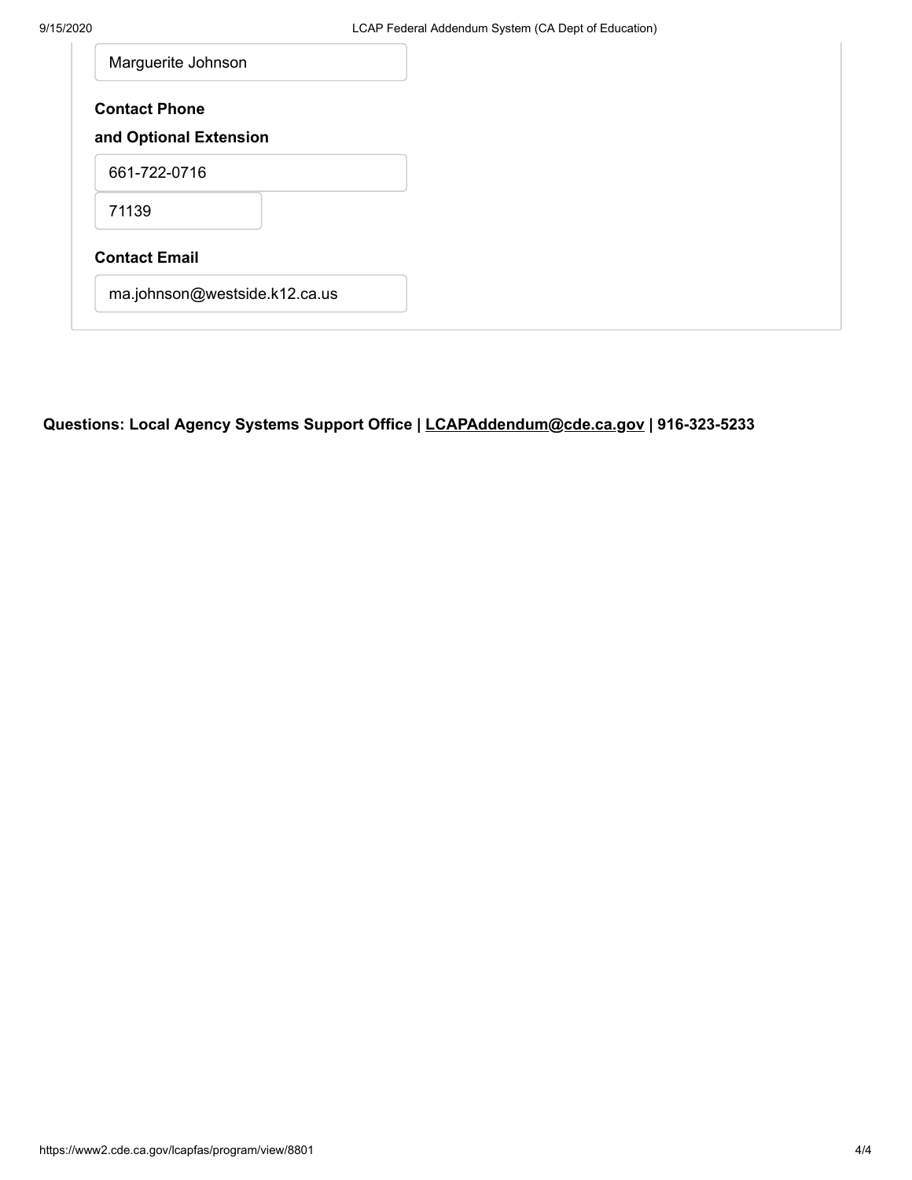Marguerite Johnson

**Contact Phone**

**and Optional Extension**

661-722-0716

71139

**Contact Email**

ma.johnson@westside.k12.ca.us

**Questions: Local Agency Systems Support Office | LCAPAddendum@cde.ca.gov | 916-323-5233**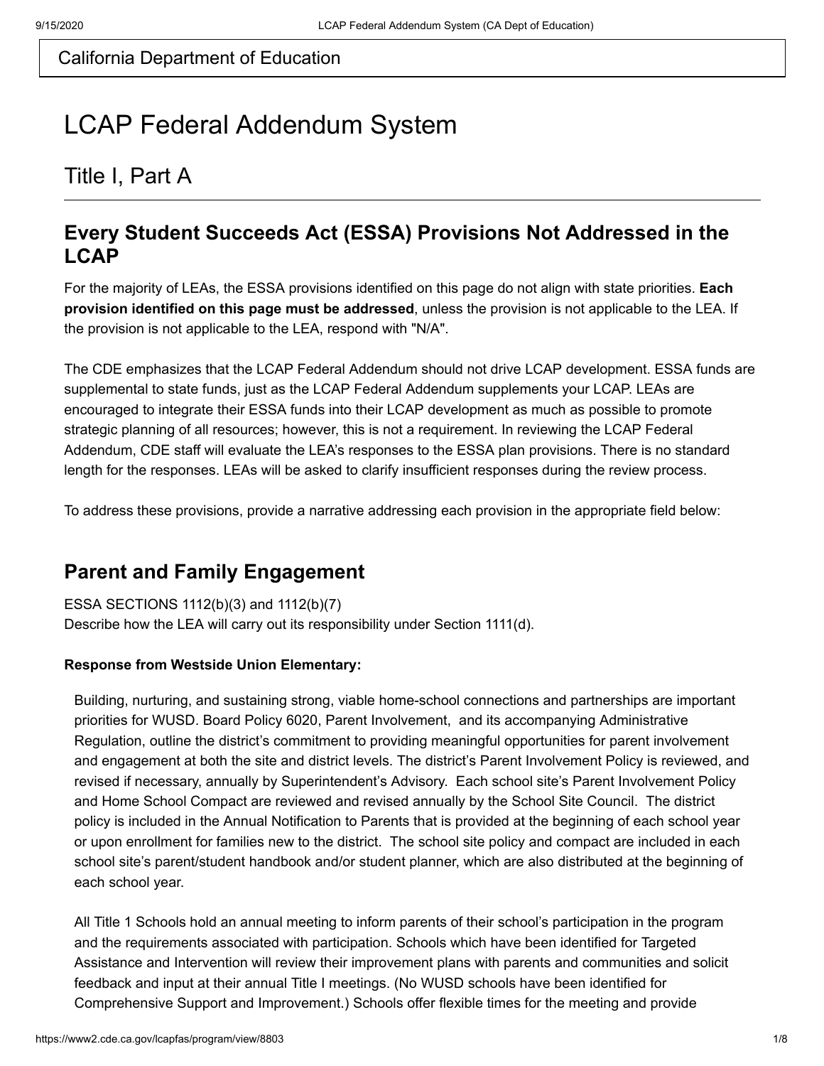California Department of Education

# LCAP Federal Addendum System

## Title I, Part A

### Every Student Succeeds Act (ESSA) Provisions Not Addressed in the LCAP

For the majority of LEAs, the ESSA provisions identified on this page do not align with state priorities. **Each provision identified on this page must be addressed**, unless the provision is not applicable to the LEA. If the provision is not applicable to the LEA, respond with "N/A".

The CDE emphasizes that the LCAP Federal Addendum should not drive LCAP development. ESSA funds are supplemental to state funds, just as the LCAP Federal Addendum supplements your LCAP. LEAs are encouraged to integrate their ESSA funds into their LCAP development as much as possible to promote strategic planning of all resources; however, this is not a requirement. In reviewing the LCAP Federal Addendum, CDE staff will evaluate the LEA's responses to the ESSA plan provisions. There is no standard length for the responses. LEAs will be asked to clarify insufficient responses during the review process.

To address these provisions, provide a narrative addressing each provision in the appropriate field below:

### Parent and Family Engagement

ESSA SECTIONS 1112(b)(3) and 1112(b)(7)
Describe how the LEA will carry out its responsibility under Section 1111(d).

**Response from Westside Union Elementary:**

Building, nurturing, and sustaining strong, viable home-school connections and partnerships are important priorities for WUSD. Board Policy 6020, Parent Involvement, and its accompanying Administrative Regulation, outline the district's commitment to providing meaningful opportunities for parent involvement and engagement at both the site and district levels. The district's Parent Involvement Policy is reviewed, and revised if necessary, annually by Superintendent's Advisory. Each school site's Parent Involvement Policy and Home School Compact are reviewed and revised annually by the School Site Council. The district policy is included in the Annual Notification to Parents that is provided at the beginning of each school year or upon enrollment for families new to the district. The school site policy and compact are included in each school site's parent/student handbook and/or student planner, which are also distributed at the beginning of each school year.

All Title 1 Schools hold an annual meeting to inform parents of their school's participation in the program and the requirements associated with participation. Schools which have been identified for Targeted Assistance and Intervention will review their improvement plans with parents and communities and solicit feedback and input at their annual Title I meetings. (No WUSD schools have been identified for Comprehensive Support and Improvement.) Schools offer flexible times for the meeting and provide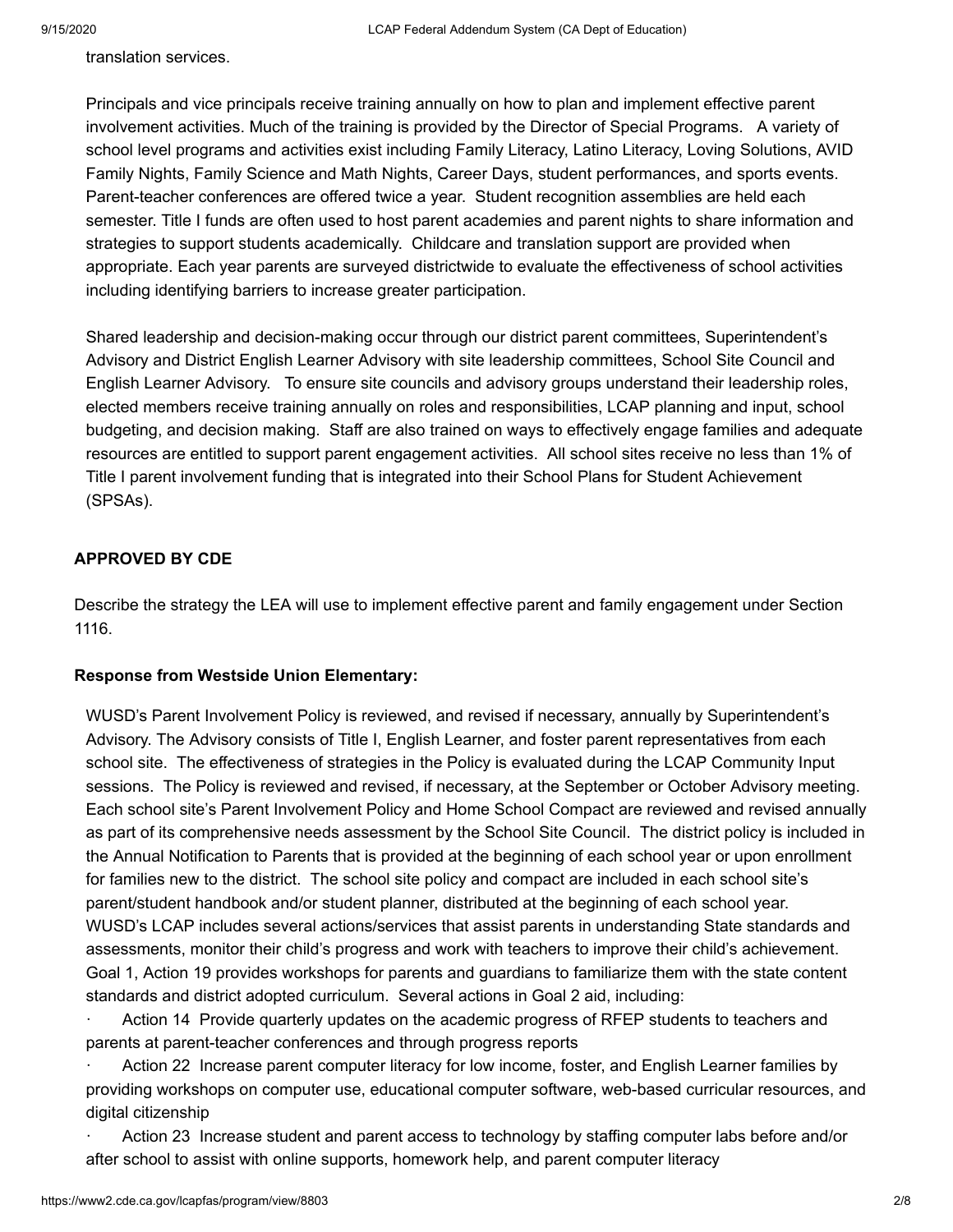translation services.

Principals and vice principals receive training annually on how to plan and implement effective parent involvement activities. Much of the training is provided by the Director of Special Programs. A variety of school level programs and activities exist including Family Literacy, Latino Literacy, Loving Solutions, AVID Family Nights, Family Science and Math Nights, Career Days, student performances, and sports events. Parent-teacher conferences are offered twice a year. Student recognition assemblies are held each semester. Title I funds are often used to host parent academies and parent nights to share information and strategies to support students academically. Childcare and translation support are provided when appropriate. Each year parents are surveyed districtwide to evaluate the effectiveness of school activities including identifying barriers to increase greater participation.

Shared leadership and decision-making occur through our district parent committees, Superintendent's Advisory and District English Learner Advisory with site leadership committees, School Site Council and English Learner Advisory. To ensure site councils and advisory groups understand their leadership roles, elected members receive training annually on roles and responsibilities, LCAP planning and input, school budgeting, and decision making. Staff are also trained on ways to effectively engage families and adequate resources are entitled to support parent engagement activities. All school sites receive no less than 1% of Title I parent involvement funding that is integrated into their School Plans for Student Achievement (SPSAs).

**APPROVED BY CDE**

Describe the strategy the LEA will use to implement effective parent and family engagement under Section 1116.

**Response from Westside Union Elementary:**

WUSD's Parent Involvement Policy is reviewed, and revised if necessary, annually by Superintendent's Advisory. The Advisory consists of Title I, English Learner, and foster parent representatives from each school site. The effectiveness of strategies in the Policy is evaluated during the LCAP Community Input sessions. The Policy is reviewed and revised, if necessary, at the September or October Advisory meeting. Each school site's Parent Involvement Policy and Home School Compact are reviewed and revised annually as part of its comprehensive needs assessment by the School Site Council. The district policy is included in the Annual Notification to Parents that is provided at the beginning of each school year or upon enrollment for families new to the district. The school site policy and compact are included in each school site's parent/student handbook and/or student planner, distributed at the beginning of each school year. WUSD's LCAP includes several actions/services that assist parents in understanding State standards and assessments, monitor their child's progress and work with teachers to improve their child's achievement. Goal 1, Action 19 provides workshops for parents and guardians to familiarize them with the state content standards and district adopted curriculum. Several actions in Goal 2 aid, including:

- Action 14 Provide quarterly updates on the academic progress of RFEP students to teachers and parents at parent-teacher conferences and through progress reports
- Action 22 Increase parent computer literacy for low income, foster, and English Learner families by providing workshops on computer use, educational computer software, web-based curricular resources, and digital citizenship
- Action 23 Increase student and parent access to technology by staffing computer labs before and/or after school to assist with online supports, homework help, and parent computer literacy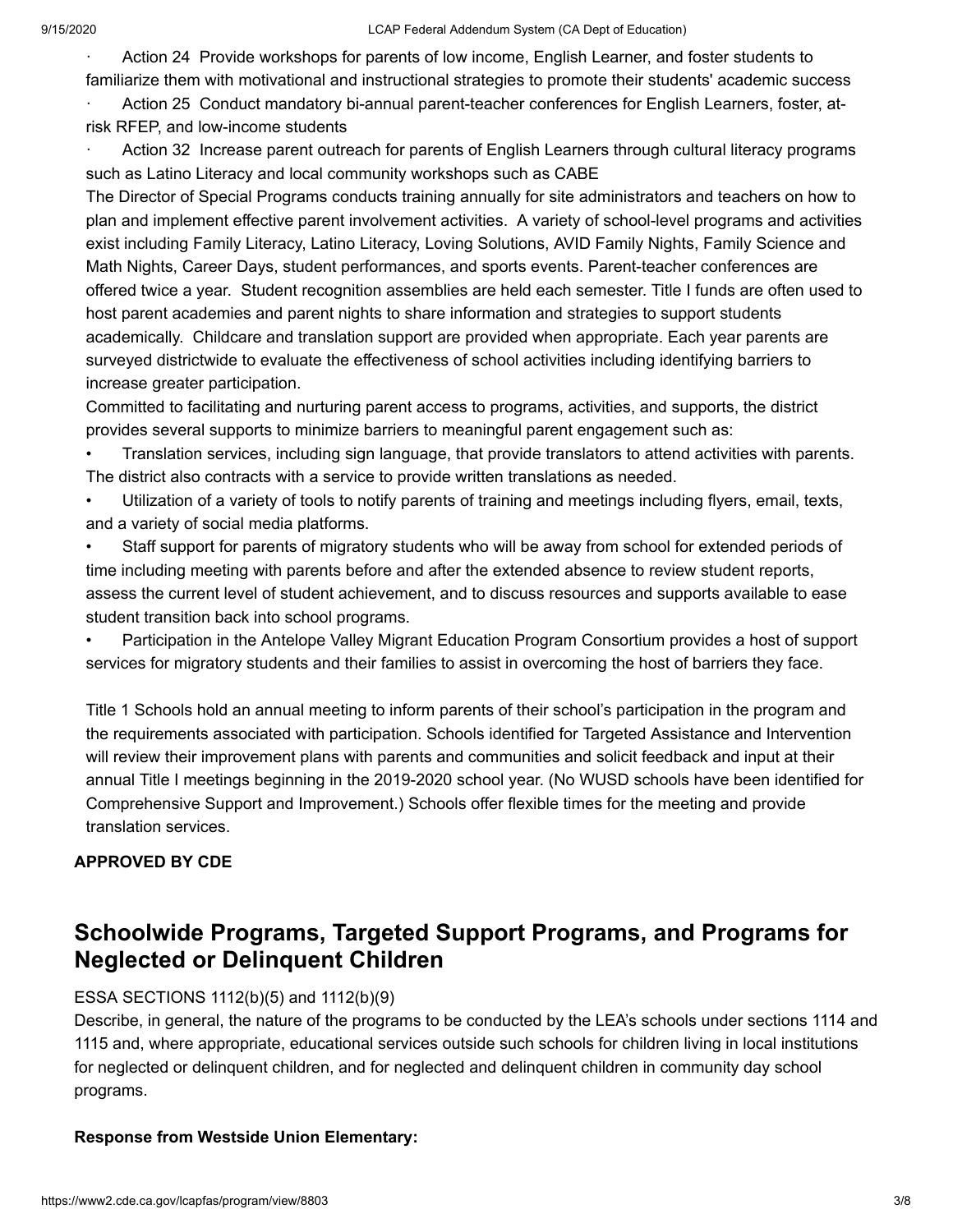· Action 24 Provide workshops for parents of low income, English Learner, and foster students to familiarize them with motivational and instructional strategies to promote their students' academic success

· Action 25 Conduct mandatory bi-annual parent-teacher conferences for English Learners, foster, at-risk RFEP, and low-income students

· Action 32 Increase parent outreach for parents of English Learners through cultural literacy programs such as Latino Literacy and local community workshops such as CABE

The Director of Special Programs conducts training annually for site administrators and teachers on how to plan and implement effective parent involvement activities. A variety of school-level programs and activities exist including Family Literacy, Latino Literacy, Loving Solutions, AVID Family Nights, Family Science and Math Nights, Career Days, student performances, and sports events. Parent-teacher conferences are offered twice a year. Student recognition assemblies are held each semester. Title I funds are often used to host parent academies and parent nights to share information and strategies to support students academically. Childcare and translation support are provided when appropriate. Each year parents are surveyed districtwide to evaluate the effectiveness of school activities including identifying barriers to increase greater participation.

Committed to facilitating and nurturing parent access to programs, activities, and supports, the district provides several supports to minimize barriers to meaningful parent engagement such as:

- Translation services, including sign language, that provide translators to attend activities with parents. The district also contracts with a service to provide written translations as needed.
- Utilization of a variety of tools to notify parents of training and meetings including flyers, email, texts, and a variety of social media platforms.
- Staff support for parents of migratory students who will be away from school for extended periods of time including meeting with parents before and after the extended absence to review student reports, assess the current level of student achievement, and to discuss resources and supports available to ease student transition back into school programs.
- Participation in the Antelope Valley Migrant Education Program Consortium provides a host of support services for migratory students and their families to assist in overcoming the host of barriers they face.

Title 1 Schools hold an annual meeting to inform parents of their school's participation in the program and the requirements associated with participation. Schools identified for Targeted Assistance and Intervention will review their improvement plans with parents and communities and solicit feedback and input at their annual Title I meetings beginning in the 2019-2020 school year. (No WUSD schools have been identified for Comprehensive Support and Improvement.) Schools offer flexible times for the meeting and provide translation services.

**APPROVED BY CDE**

## Schoolwide Programs, Targeted Support Programs, and Programs for Neglected or Delinquent Children

ESSA SECTIONS 1112(b)(5) and 1112(b)(9)

Describe, in general, the nature of the programs to be conducted by the LEA's schools under sections 1114 and 1115 and, where appropriate, educational services outside such schools for children living in local institutions for neglected or delinquent children, and for neglected and delinquent children in community day school programs.

**Response from Westside Union Elementary:**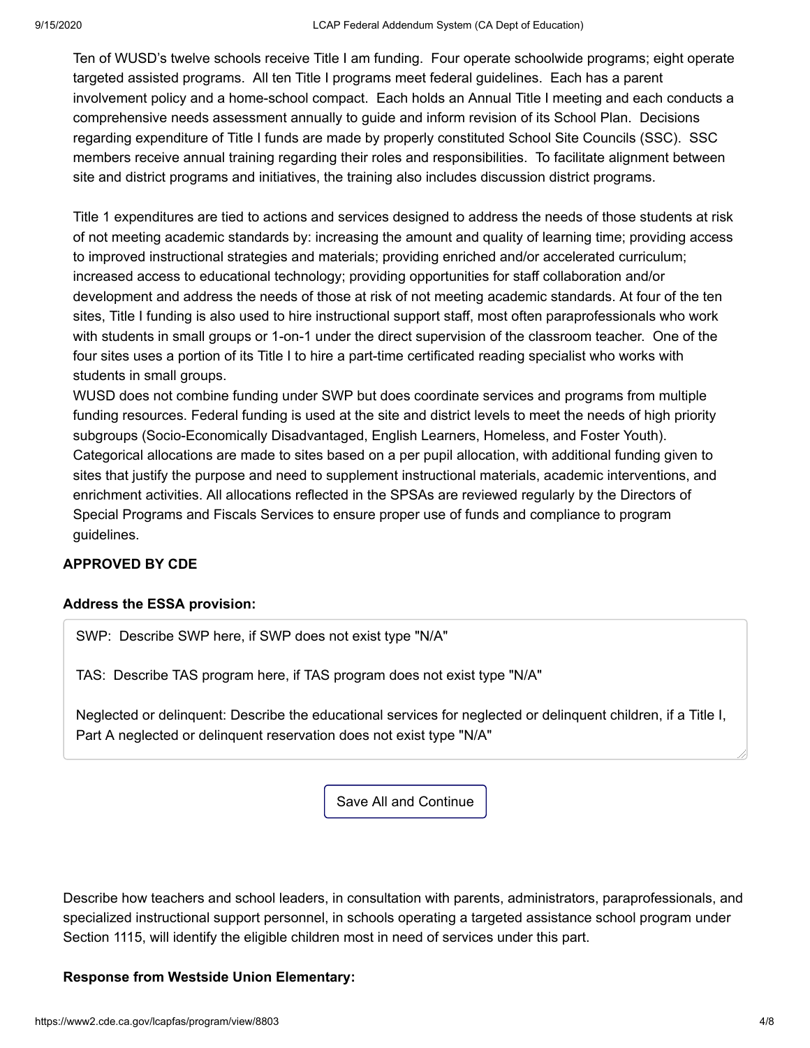Ten of WUSD's twelve schools receive Title I am funding. Four operate schoolwide programs; eight operate targeted assisted programs. All ten Title I programs meet federal guidelines. Each has a parent involvement policy and a home-school compact. Each holds an Annual Title I meeting and each conducts a comprehensive needs assessment annually to guide and inform revision of its School Plan. Decisions regarding expenditure of Title I funds are made by properly constituted School Site Councils (SSC). SSC members receive annual training regarding their roles and responsibilities. To facilitate alignment between site and district programs and initiatives, the training also includes discussion district programs.

Title 1 expenditures are tied to actions and services designed to address the needs of those students at risk of not meeting academic standards by: increasing the amount and quality of learning time; providing access to improved instructional strategies and materials; providing enriched and/or accelerated curriculum; increased access to educational technology; providing opportunities for staff collaboration and/or development and address the needs of those at risk of not meeting academic standards. At four of the ten sites, Title I funding is also used to hire instructional support staff, most often paraprofessionals who work with students in small groups or 1-on-1 under the direct supervision of the classroom teacher. One of the four sites uses a portion of its Title I to hire a part-time certificated reading specialist who works with students in small groups.
WUSD does not combine funding under SWP but does coordinate services and programs from multiple funding resources. Federal funding is used at the site and district levels to meet the needs of high priority subgroups (Socio-Economically Disadvantaged, English Learners, Homeless, and Foster Youth). Categorical allocations are made to sites based on a per pupil allocation, with additional funding given to sites that justify the purpose and need to supplement instructional materials, academic interventions, and enrichment activities. All allocations reflected in the SPSAs are reviewed regularly by the Directors of Special Programs and Fiscals Services to ensure proper use of funds and compliance to program guidelines.

**APPROVED BY CDE**

**Address the ESSA provision:**

SWP: Describe SWP here, if SWP does not exist type "N/A"

TAS: Describe TAS program here, if TAS program does not exist type "N/A"

Neglected or delinquent: Describe the educational services for neglected or delinquent children, if a Title I, Part A neglected or delinquent reservation does not exist type "N/A"

Save All and Continue

Describe how teachers and school leaders, in consultation with parents, administrators, paraprofessionals, and specialized instructional support personnel, in schools operating a targeted assistance school program under Section 1115, will identify the eligible children most in need of services under this part.

**Response from Westside Union Elementary:**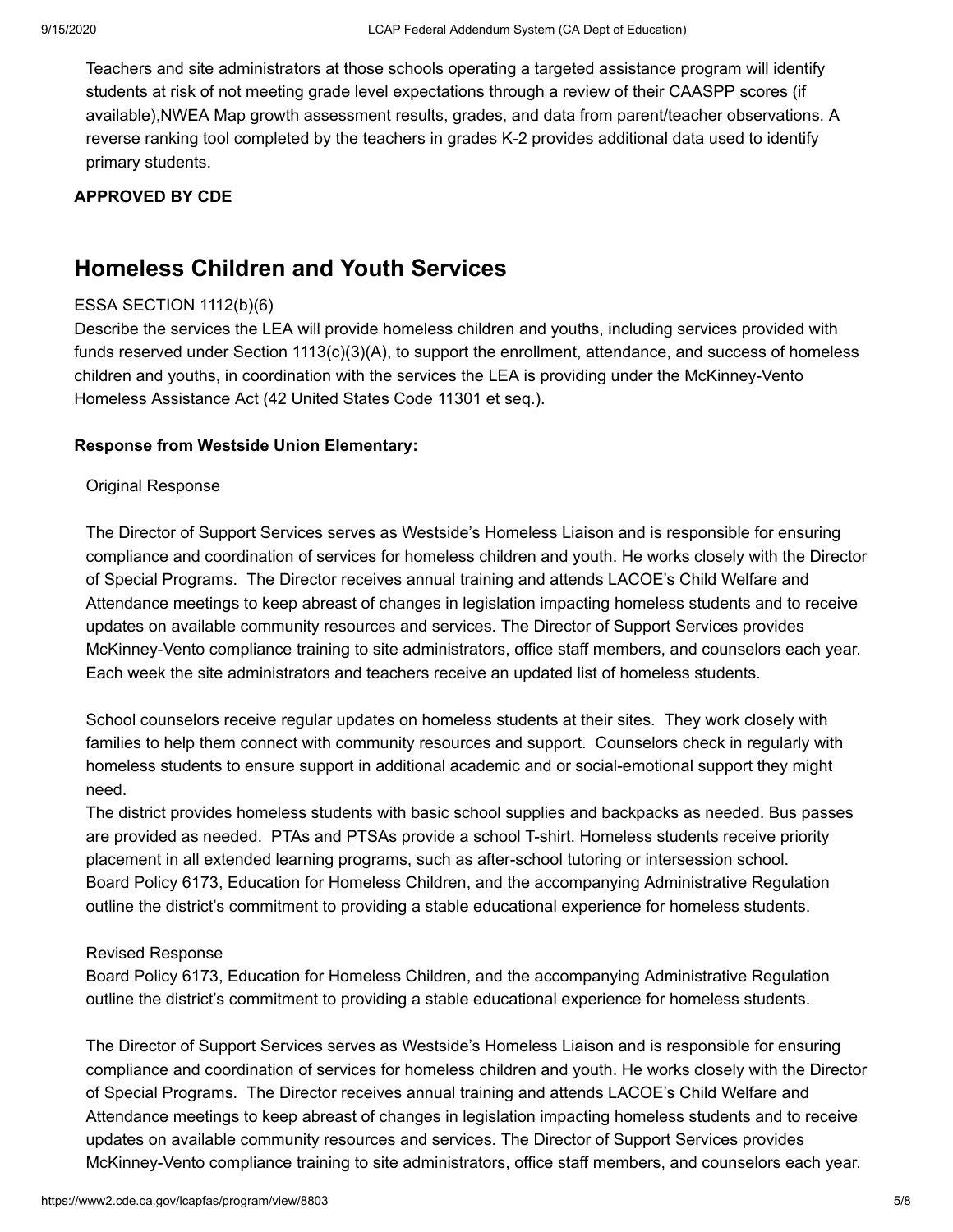Teachers and site administrators at those schools operating a targeted assistance program will identify students at risk of not meeting grade level expectations through a review of their CAASPP scores (if available),NWEA Map growth assessment results, grades, and data from parent/teacher observations. A reverse ranking tool completed by the teachers in grades K-2 provides additional data used to identify primary students.

**APPROVED BY CDE**

## Homeless Children and Youth Services

ESSA SECTION 1112(b)(6)

Describe the services the LEA will provide homeless children and youths, including services provided with funds reserved under Section 1113(c)(3)(A), to support the enrollment, attendance, and success of homeless children and youths, in coordination with the services the LEA is providing under the McKinney-Vento Homeless Assistance Act (42 United States Code 11301 et seq.).

**Response from Westside Union Elementary:**

Original Response

The Director of Support Services serves as Westside's Homeless Liaison and is responsible for ensuring compliance and coordination of services for homeless children and youth. He works closely with the Director of Special Programs. The Director receives annual training and attends LACOE's Child Welfare and Attendance meetings to keep abreast of changes in legislation impacting homeless students and to receive updates on available community resources and services. The Director of Support Services provides McKinney-Vento compliance training to site administrators, office staff members, and counselors each year. Each week the site administrators and teachers receive an updated list of homeless students.

School counselors receive regular updates on homeless students at their sites. They work closely with families to help them connect with community resources and support. Counselors check in regularly with homeless students to ensure support in additional academic and or social-emotional support they might need.

The district provides homeless students with basic school supplies and backpacks as needed. Bus passes are provided as needed. PTAs and PTSAs provide a school T-shirt. Homeless students receive priority placement in all extended learning programs, such as after-school tutoring or intersession school.

Board Policy 6173, Education for Homeless Children, and the accompanying Administrative Regulation outline the district's commitment to providing a stable educational experience for homeless students.

Revised Response

Board Policy 6173, Education for Homeless Children, and the accompanying Administrative Regulation outline the district's commitment to providing a stable educational experience for homeless students.

The Director of Support Services serves as Westside's Homeless Liaison and is responsible for ensuring compliance and coordination of services for homeless children and youth. He works closely with the Director of Special Programs. The Director receives annual training and attends LACOE's Child Welfare and Attendance meetings to keep abreast of changes in legislation impacting homeless students and to receive updates on available community resources and services. The Director of Support Services provides McKinney-Vento compliance training to site administrators, office staff members, and counselors each year.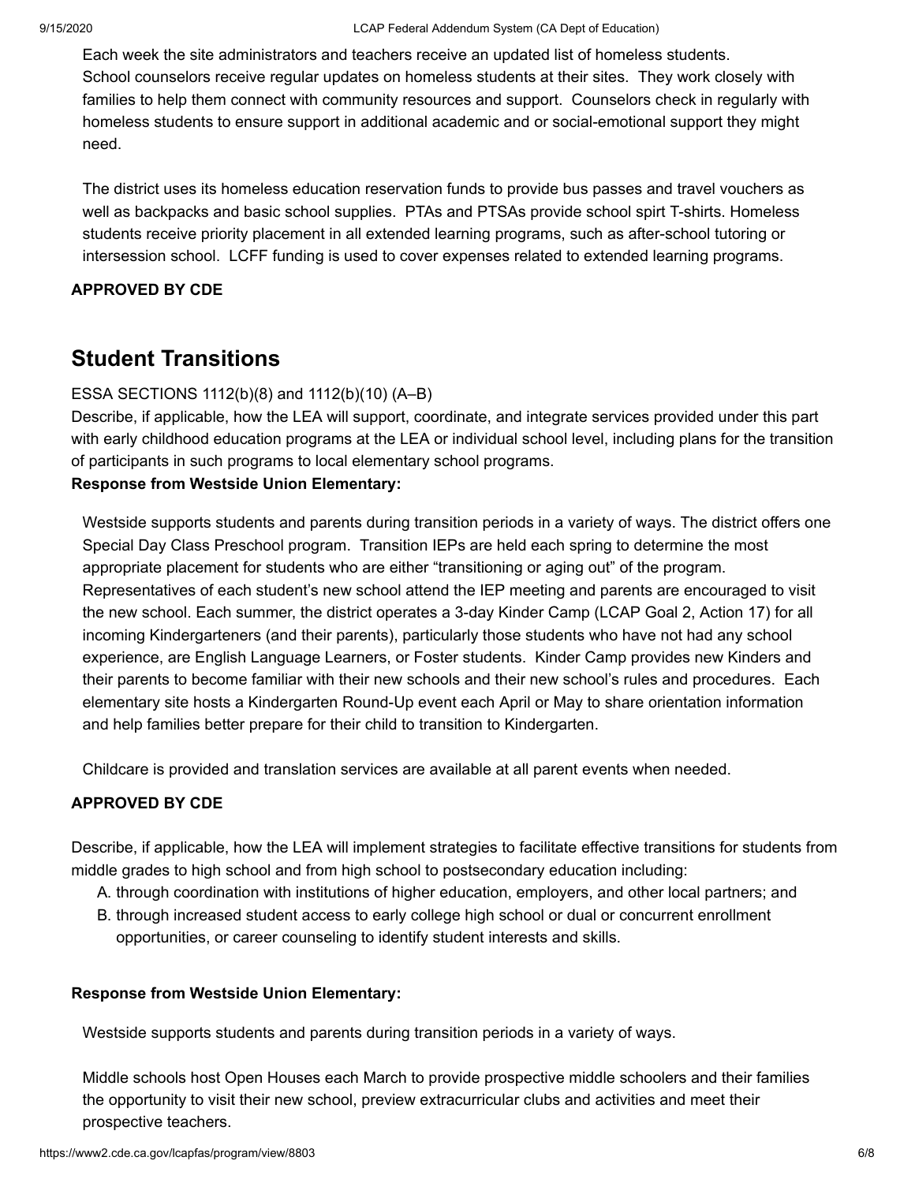Each week the site administrators and teachers receive an updated list of homeless students. School counselors receive regular updates on homeless students at their sites. They work closely with families to help them connect with community resources and support. Counselors check in regularly with homeless students to ensure support in additional academic and or social-emotional support they might need.

The district uses its homeless education reservation funds to provide bus passes and travel vouchers as well as backpacks and basic school supplies. PTAs and PTSAs provide school spirt T-shirts. Homeless students receive priority placement in all extended learning programs, such as after-school tutoring or intersession school. LCFF funding is used to cover expenses related to extended learning programs.

**APPROVED BY CDE**

## Student Transitions

ESSA SECTIONS 1112(b)(8) and 1112(b)(10) (A–B)

Describe, if applicable, how the LEA will support, coordinate, and integrate services provided under this part with early childhood education programs at the LEA or individual school level, including plans for the transition of participants in such programs to local elementary school programs.

**Response from Westside Union Elementary:**

Westside supports students and parents during transition periods in a variety of ways. The district offers one Special Day Class Preschool program. Transition IEPs are held each spring to determine the most appropriate placement for students who are either "transitioning or aging out" of the program. Representatives of each student's new school attend the IEP meeting and parents are encouraged to visit the new school. Each summer, the district operates a 3-day Kinder Camp (LCAP Goal 2, Action 17) for all incoming Kindergarteners (and their parents), particularly those students who have not had any school experience, are English Language Learners, or Foster students. Kinder Camp provides new Kinders and their parents to become familiar with their new schools and their new school's rules and procedures. Each elementary site hosts a Kindergarten Round-Up event each April or May to share orientation information and help families better prepare for their child to transition to Kindergarten.

Childcare is provided and translation services are available at all parent events when needed.

**APPROVED BY CDE**

Describe, if applicable, how the LEA will implement strategies to facilitate effective transitions for students from middle grades to high school and from high school to postsecondary education including:

A. through coordination with institutions of higher education, employers, and other local partners; and
B. through increased student access to early college high school or dual or concurrent enrollment opportunities, or career counseling to identify student interests and skills.

**Response from Westside Union Elementary:**

Westside supports students and parents during transition periods in a variety of ways.

Middle schools host Open Houses each March to provide prospective middle schoolers and their families the opportunity to visit their new school, preview extracurricular clubs and activities and meet their prospective teachers.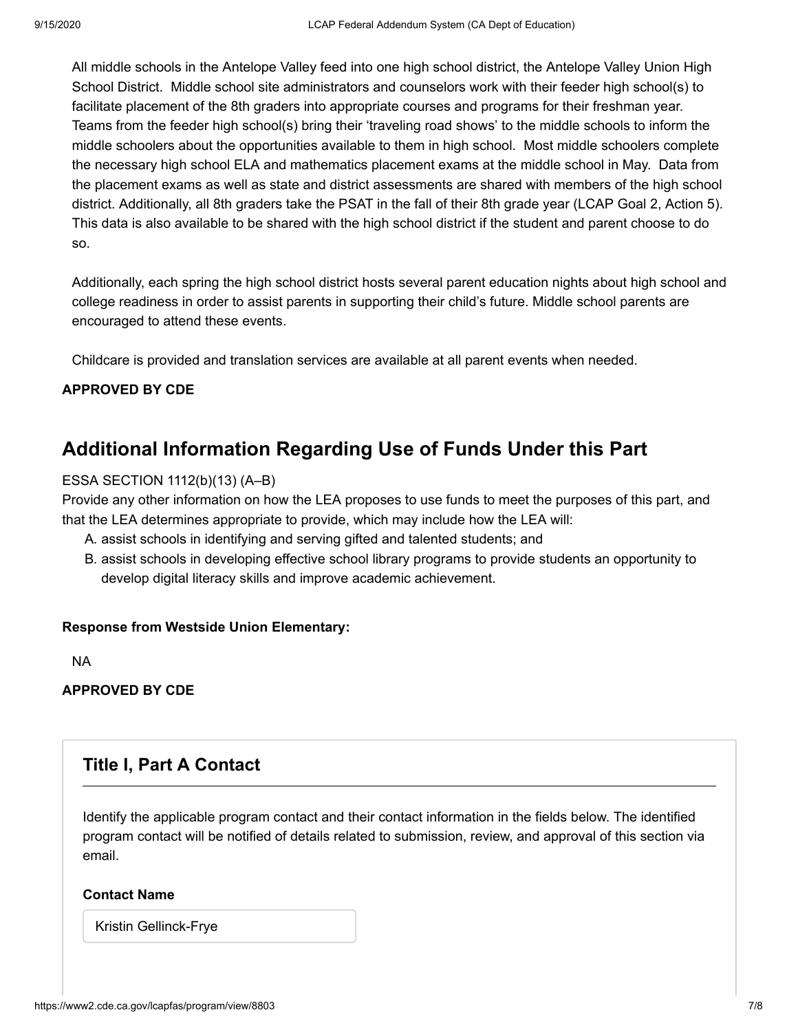All middle schools in the Antelope Valley feed into one high school district, the Antelope Valley Union High School District. Middle school site administrators and counselors work with their feeder high school(s) to facilitate placement of the 8th graders into appropriate courses and programs for their freshman year. Teams from the feeder high school(s) bring their 'traveling road shows' to the middle schools to inform the middle schoolers about the opportunities available to them in high school. Most middle schoolers complete the necessary high school ELA and mathematics placement exams at the middle school in May. Data from the placement exams as well as state and district assessments are shared with members of the high school district. Additionally, all 8th graders take the PSAT in the fall of their 8th grade year (LCAP Goal 2, Action 5). This data is also available to be shared with the high school district if the student and parent choose to do so.

Additionally, each spring the high school district hosts several parent education nights about high school and college readiness in order to assist parents in supporting their child's future. Middle school parents are encouraged to attend these events.

Childcare is provided and translation services are available at all parent events when needed.

**APPROVED BY CDE**

## Additional Information Regarding Use of Funds Under this Part

ESSA SECTION 1112(b)(13) (A–B)

Provide any other information on how the LEA proposes to use funds to meet the purposes of this part, and that the LEA determines appropriate to provide, which may include how the LEA will:

A. assist schools in identifying and serving gifted and talented students; and
B. assist schools in developing effective school library programs to provide students an opportunity to develop digital literacy skills and improve academic achievement.

**Response from Westside Union Elementary:**

NA

**APPROVED BY CDE**

### Title I, Part A Contact

Identify the applicable program contact and their contact information in the fields below. The identified program contact will be notified of details related to submission, review, and approval of this section via email.

**Contact Name**

Kristin Gellinck-Frye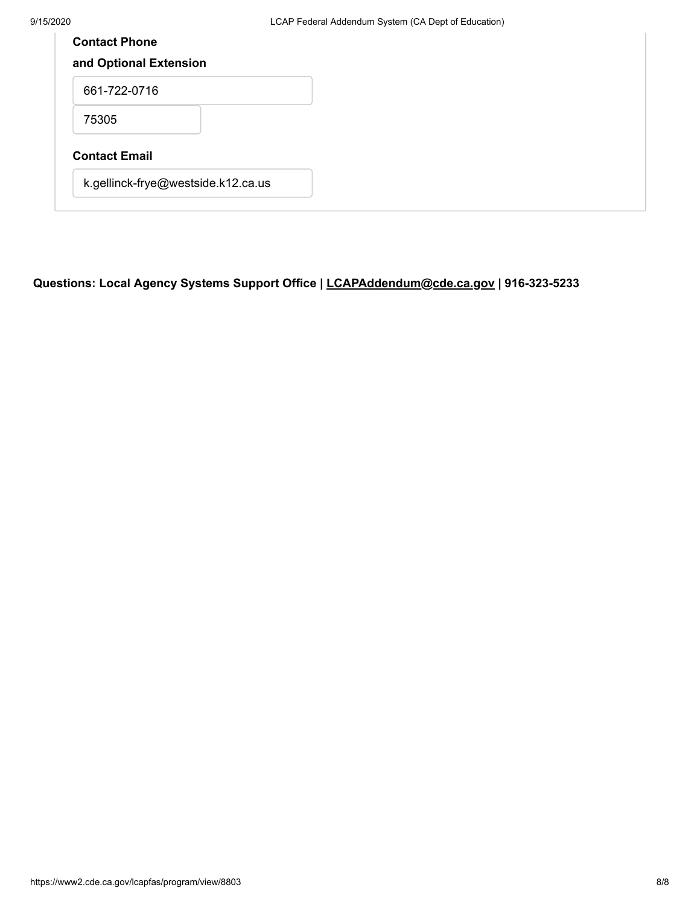**Contact Phone**

**and Optional Extension**

661-722-0716

75305

**Contact Email**

k.gellinck-frye@westside.k12.ca.us

**Questions: Local Agency Systems Support Office | LCAPAddendum@cde.ca.gov | 916-323-5233**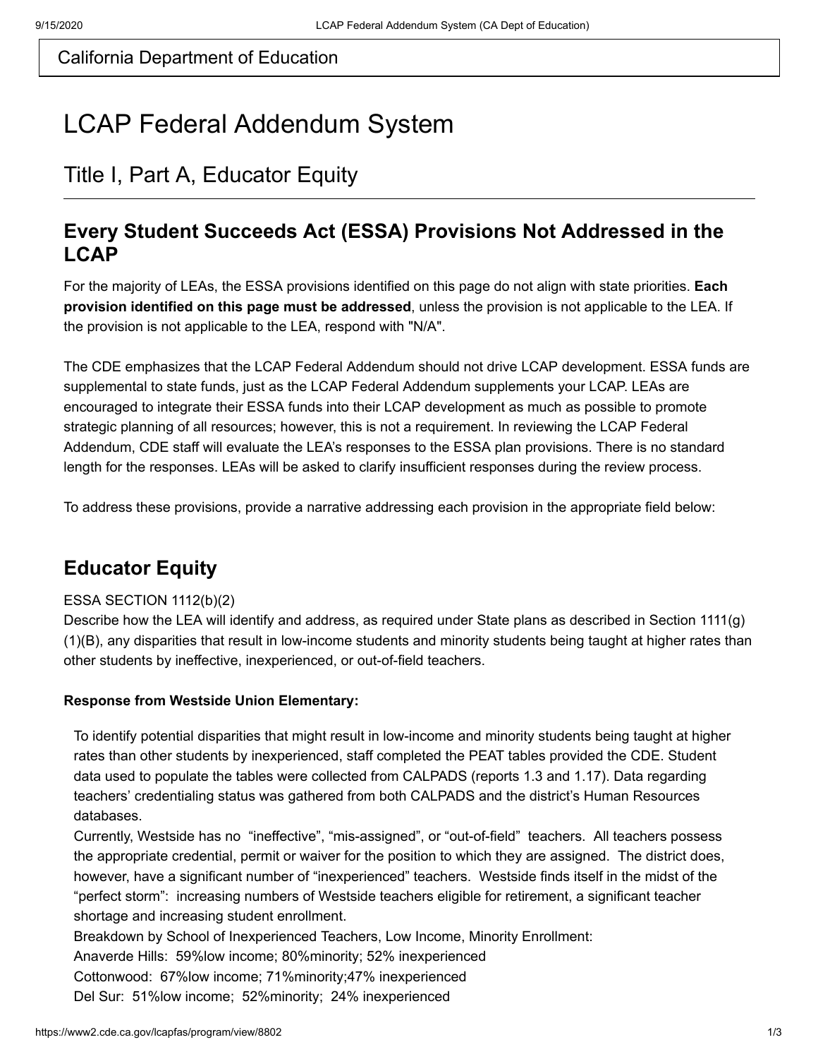California Department of Education

# LCAP Federal Addendum System

## Title I, Part A, Educator Equity

### Every Student Succeeds Act (ESSA) Provisions Not Addressed in the LCAP

For the majority of LEAs, the ESSA provisions identified on this page do not align with state priorities. **Each provision identified on this page must be addressed**, unless the provision is not applicable to the LEA. If the provision is not applicable to the LEA, respond with "N/A".

The CDE emphasizes that the LCAP Federal Addendum should not drive LCAP development. ESSA funds are supplemental to state funds, just as the LCAP Federal Addendum supplements your LCAP. LEAs are encouraged to integrate their ESSA funds into their LCAP development as much as possible to promote strategic planning of all resources; however, this is not a requirement. In reviewing the LCAP Federal Addendum, CDE staff will evaluate the LEA's responses to the ESSA plan provisions. There is no standard length for the responses. LEAs will be asked to clarify insufficient responses during the review process.

To address these provisions, provide a narrative addressing each provision in the appropriate field below:

### Educator Equity

ESSA SECTION 1112(b)(2)
Describe how the LEA will identify and address, as required under State plans as described in Section 1111(g)(1)(B), any disparities that result in low-income students and minority students being taught at higher rates than other students by ineffective, inexperienced, or out-of-field teachers.

**Response from Westside Union Elementary:**

To identify potential disparities that might result in low-income and minority students being taught at higher rates than other students by inexperienced, staff completed the PEAT tables provided the CDE. Student data used to populate the tables were collected from CALPADS (reports 1.3 and 1.17). Data regarding teachers' credentialing status was gathered from both CALPADS and the district's Human Resources databases.
Currently, Westside has no "ineffective", "mis-assigned", or "out-of-field" teachers. All teachers possess the appropriate credential, permit or waiver for the position to which they are assigned. The district does, however, have a significant number of "inexperienced" teachers. Westside finds itself in the midst of the "perfect storm": increasing numbers of Westside teachers eligible for retirement, a significant teacher shortage and increasing student enrollment.
Breakdown by School of Inexperienced Teachers, Low Income, Minority Enrollment:
Anaverde Hills: 59%low income; 80%minority; 52% inexperienced
Cottonwood: 67%low income; 71%minority;47% inexperienced
Del Sur: 51%low income; 52%minority; 24% inexperienced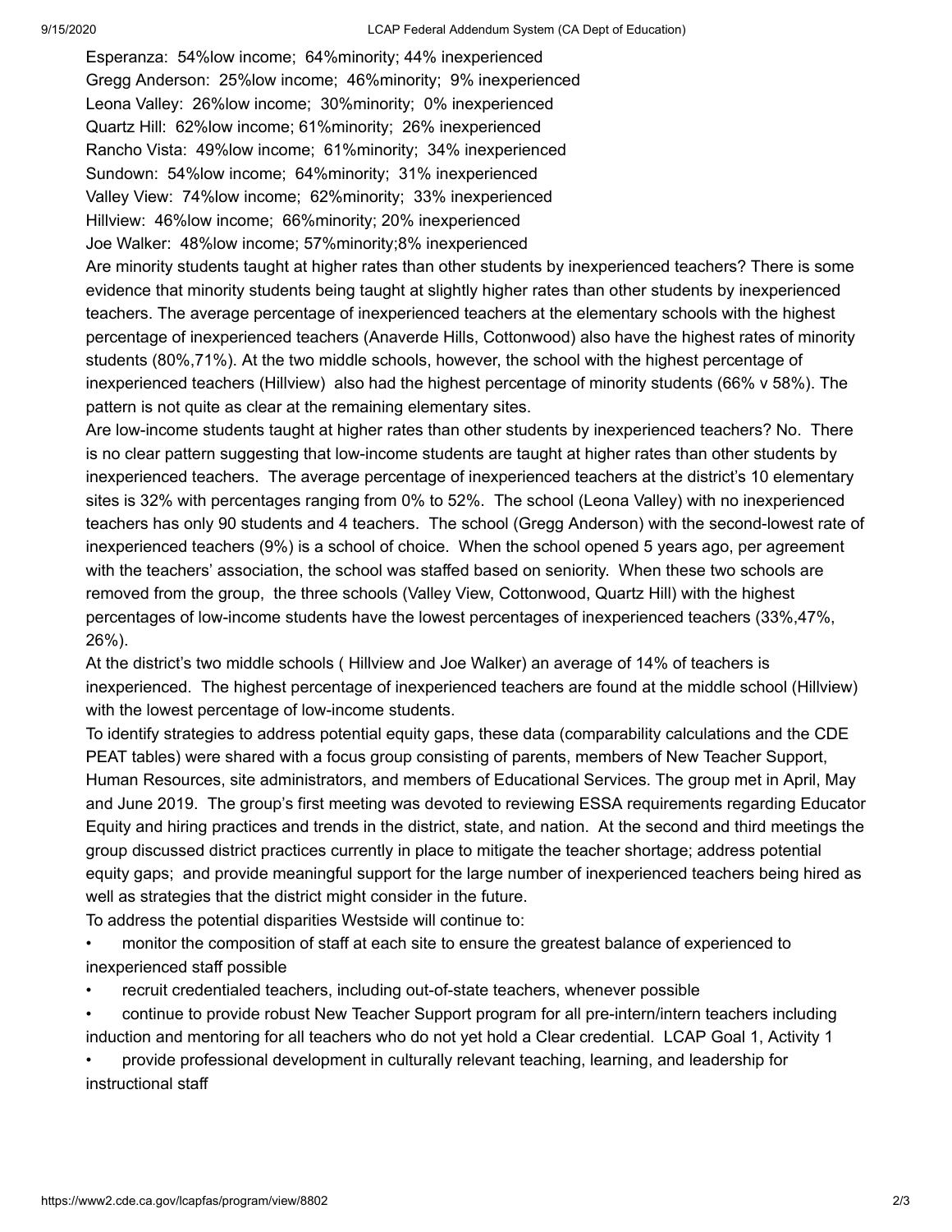Esperanza: 54%low income; 64%minority; 44% inexperienced
Gregg Anderson: 25%low income; 46%minority; 9% inexperienced
Leona Valley: 26%low income; 30%minority; 0% inexperienced
Quartz Hill: 62%low income; 61%minority; 26% inexperienced
Rancho Vista: 49%low income; 61%minority; 34% inexperienced
Sundown: 54%low income; 64%minority; 31% inexperienced
Valley View: 74%low income; 62%minority; 33% inexperienced
Hillview: 46%low income; 66%minority; 20% inexperienced
Joe Walker: 48%low income; 57%minority;8% inexperienced

Are minority students taught at higher rates than other students by inexperienced teachers? There is some evidence that minority students being taught at slightly higher rates than other students by inexperienced teachers. The average percentage of inexperienced teachers at the elementary schools with the highest percentage of inexperienced teachers (Anaverde Hills, Cottonwood) also have the highest rates of minority students (80%,71%). At the two middle schools, however, the school with the highest percentage of inexperienced teachers (Hillview) also had the highest percentage of minority students (66% v 58%). The pattern is not quite as clear at the remaining elementary sites.

Are low-income students taught at higher rates than other students by inexperienced teachers? No. There is no clear pattern suggesting that low-income students are taught at higher rates than other students by inexperienced teachers. The average percentage of inexperienced teachers at the district's 10 elementary sites is 32% with percentages ranging from 0% to 52%. The school (Leona Valley) with no inexperienced teachers has only 90 students and 4 teachers. The school (Gregg Anderson) with the second-lowest rate of inexperienced teachers (9%) is a school of choice. When the school opened 5 years ago, per agreement with the teachers' association, the school was staffed based on seniority. When these two schools are removed from the group, the three schools (Valley View, Cottonwood, Quartz Hill) with the highest percentages of low-income students have the lowest percentages of inexperienced teachers (33%,47%, 26%).

At the district's two middle schools ( Hillview and Joe Walker) an average of 14% of teachers is inexperienced. The highest percentage of inexperienced teachers are found at the middle school (Hillview) with the lowest percentage of low-income students.

To identify strategies to address potential equity gaps, these data (comparability calculations and the CDE PEAT tables) were shared with a focus group consisting of parents, members of New Teacher Support, Human Resources, site administrators, and members of Educational Services. The group met in April, May and June 2019. The group's first meeting was devoted to reviewing ESSA requirements regarding Educator Equity and hiring practices and trends in the district, state, and nation. At the second and third meetings the group discussed district practices currently in place to mitigate the teacher shortage; address potential equity gaps; and provide meaningful support for the large number of inexperienced teachers being hired as well as strategies that the district might consider in the future.

To address the potential disparities Westside will continue to:

- monitor the composition of staff at each site to ensure the greatest balance of experienced to inexperienced staff possible
- recruit credentialed teachers, including out-of-state teachers, whenever possible
- continue to provide robust New Teacher Support program for all pre-intern/intern teachers including induction and mentoring for all teachers who do not yet hold a Clear credential. LCAP Goal 1, Activity 1
- provide professional development in culturally relevant teaching, learning, and leadership for instructional staff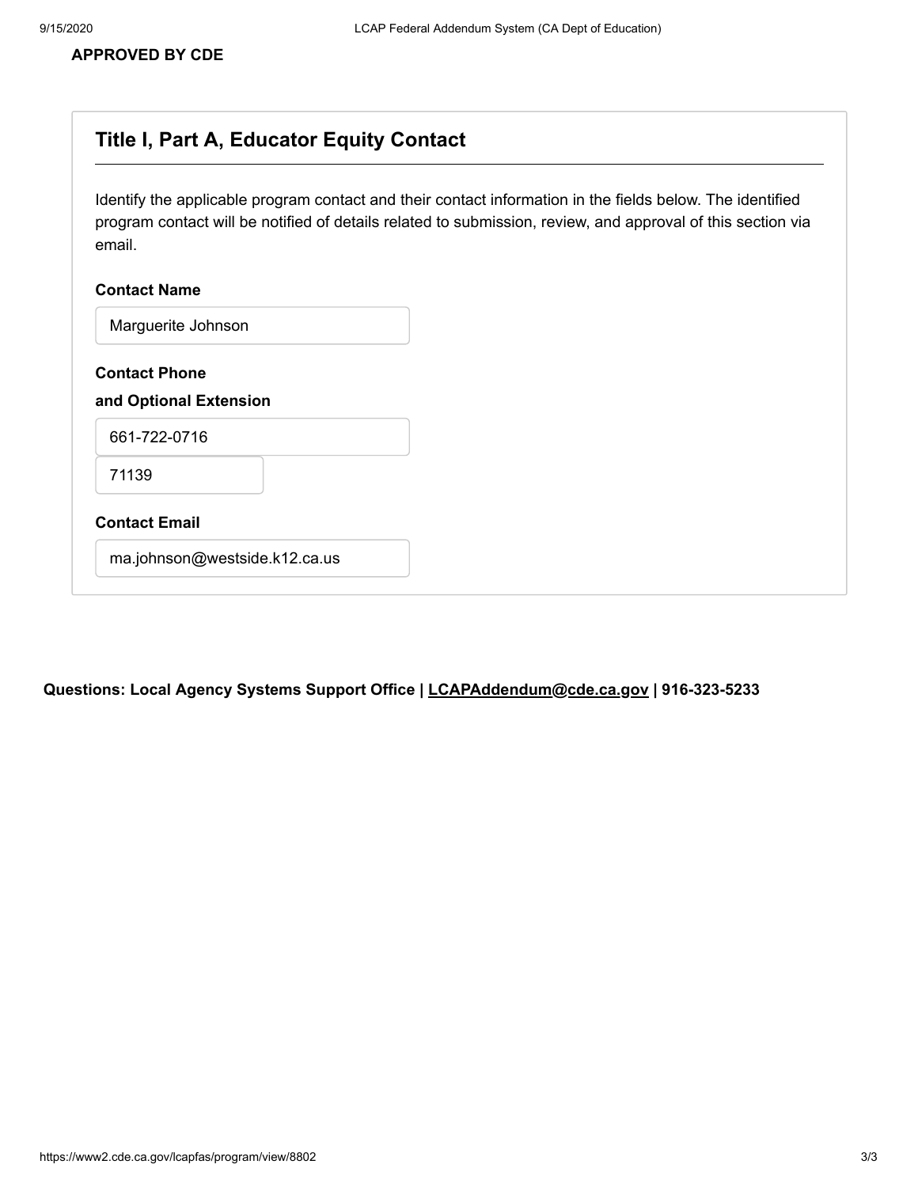**APPROVED BY CDE**

## Title I, Part A, Educator Equity Contact

Identify the applicable program contact and their contact information in the fields below. The identified program contact will be notified of details related to submission, review, and approval of this section via email.

**Contact Name**

Marguerite Johnson

**Contact Phone**

**and Optional Extension**

661-722-0716

71139

**Contact Email**

ma.johnson@westside.k12.ca.us

**Questions: Local Agency Systems Support Office | LCAPAddendum@cde.ca.gov | 916-323-5233**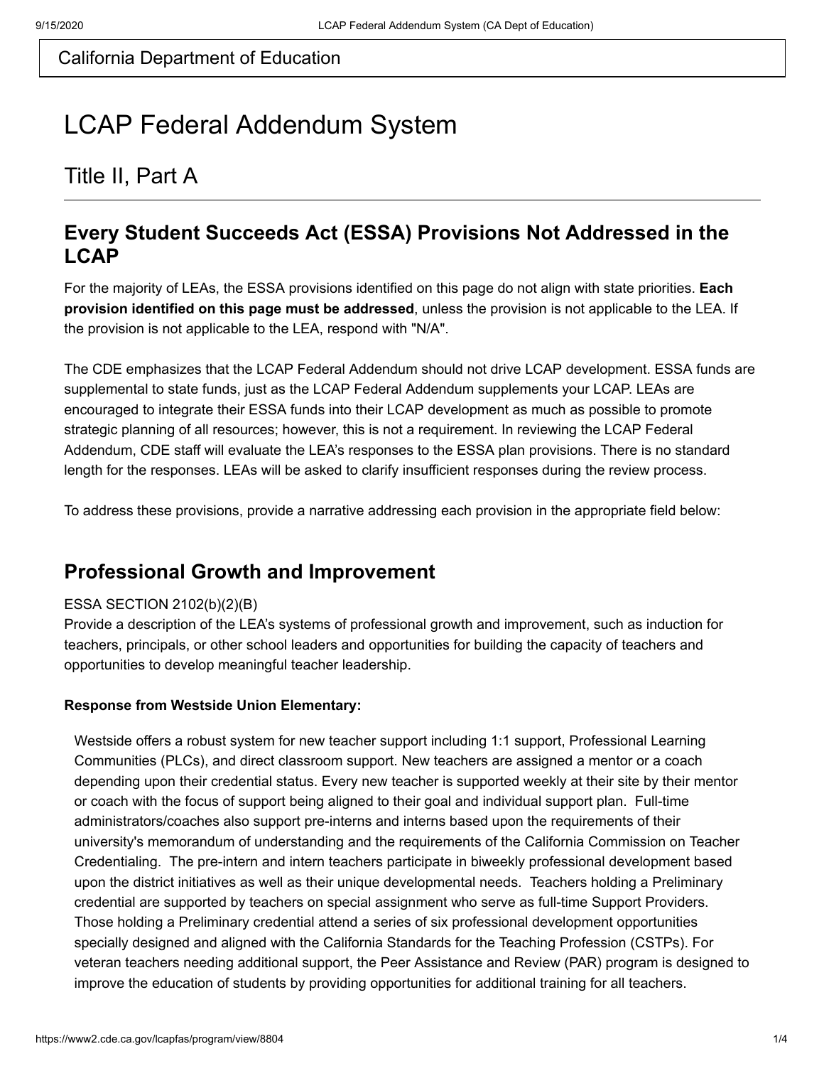California Department of Education

# LCAP Federal Addendum System

## Title II, Part A

### Every Student Succeeds Act (ESSA) Provisions Not Addressed in the LCAP

For the majority of LEAs, the ESSA provisions identified on this page do not align with state priorities. **Each provision identified on this page must be addressed**, unless the provision is not applicable to the LEA. If the provision is not applicable to the LEA, respond with "N/A".

The CDE emphasizes that the LCAP Federal Addendum should not drive LCAP development. ESSA funds are supplemental to state funds, just as the LCAP Federal Addendum supplements your LCAP. LEAs are encouraged to integrate their ESSA funds into their LCAP development as much as possible to promote strategic planning of all resources; however, this is not a requirement. In reviewing the LCAP Federal Addendum, CDE staff will evaluate the LEA's responses to the ESSA plan provisions. There is no standard length for the responses. LEAs will be asked to clarify insufficient responses during the review process.

To address these provisions, provide a narrative addressing each provision in the appropriate field below:

### Professional Growth and Improvement

ESSA SECTION 2102(b)(2)(B)
Provide a description of the LEA's systems of professional growth and improvement, such as induction for teachers, principals, or other school leaders and opportunities for building the capacity of teachers and opportunities to develop meaningful teacher leadership.

**Response from Westside Union Elementary:**

Westside offers a robust system for new teacher support including 1:1 support, Professional Learning Communities (PLCs), and direct classroom support. New teachers are assigned a mentor or a coach depending upon their credential status. Every new teacher is supported weekly at their site by their mentor or coach with the focus of support being aligned to their goal and individual support plan. Full-time administrators/coaches also support pre-interns and interns based upon the requirements of their university's memorandum of understanding and the requirements of the California Commission on Teacher Credentialing. The pre-intern and intern teachers participate in biweekly professional development based upon the district initiatives as well as their unique developmental needs. Teachers holding a Preliminary credential are supported by teachers on special assignment who serve as full-time Support Providers. Those holding a Preliminary credential attend a series of six professional development opportunities specially designed and aligned with the California Standards for the Teaching Profession (CSTPs). For veteran teachers needing additional support, the Peer Assistance and Review (PAR) program is designed to improve the education of students by providing opportunities for additional training for all teachers.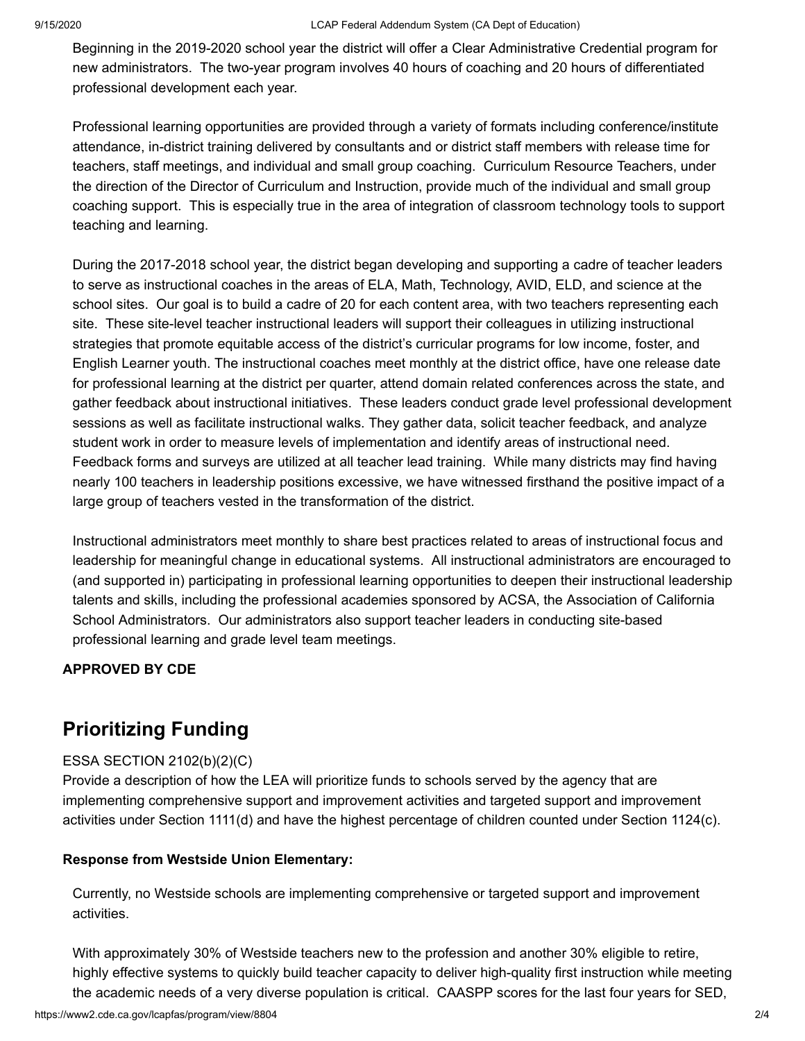Beginning in the 2019-2020 school year the district will offer a Clear Administrative Credential program for new administrators. The two-year program involves 40 hours of coaching and 20 hours of differentiated professional development each year.

Professional learning opportunities are provided through a variety of formats including conference/institute attendance, in-district training delivered by consultants and or district staff members with release time for teachers, staff meetings, and individual and small group coaching. Curriculum Resource Teachers, under the direction of the Director of Curriculum and Instruction, provide much of the individual and small group coaching support. This is especially true in the area of integration of classroom technology tools to support teaching and learning.

During the 2017-2018 school year, the district began developing and supporting a cadre of teacher leaders to serve as instructional coaches in the areas of ELA, Math, Technology, AVID, ELD, and science at the school sites. Our goal is to build a cadre of 20 for each content area, with two teachers representing each site. These site-level teacher instructional leaders will support their colleagues in utilizing instructional strategies that promote equitable access of the district's curricular programs for low income, foster, and English Learner youth. The instructional coaches meet monthly at the district office, have one release date for professional learning at the district per quarter, attend domain related conferences across the state, and gather feedback about instructional initiatives. These leaders conduct grade level professional development sessions as well as facilitate instructional walks. They gather data, solicit teacher feedback, and analyze student work in order to measure levels of implementation and identify areas of instructional need. Feedback forms and surveys are utilized at all teacher lead training. While many districts may find having nearly 100 teachers in leadership positions excessive, we have witnessed firsthand the positive impact of a large group of teachers vested in the transformation of the district.

Instructional administrators meet monthly to share best practices related to areas of instructional focus and leadership for meaningful change in educational systems. All instructional administrators are encouraged to (and supported in) participating in professional learning opportunities to deepen their instructional leadership talents and skills, including the professional academies sponsored by ACSA, the Association of California School Administrators. Our administrators also support teacher leaders in conducting site-based professional learning and grade level team meetings.

**APPROVED BY CDE**

## Prioritizing Funding

ESSA SECTION 2102(b)(2)(C)

Provide a description of how the LEA will prioritize funds to schools served by the agency that are implementing comprehensive support and improvement activities and targeted support and improvement activities under Section 1111(d) and have the highest percentage of children counted under Section 1124(c).

**Response from Westside Union Elementary:**

Currently, no Westside schools are implementing comprehensive or targeted support and improvement activities.

With approximately 30% of Westside teachers new to the profession and another 30% eligible to retire, highly effective systems to quickly build teacher capacity to deliver high-quality first instruction while meeting the academic needs of a very diverse population is critical. CAASPP scores for the last four years for SED,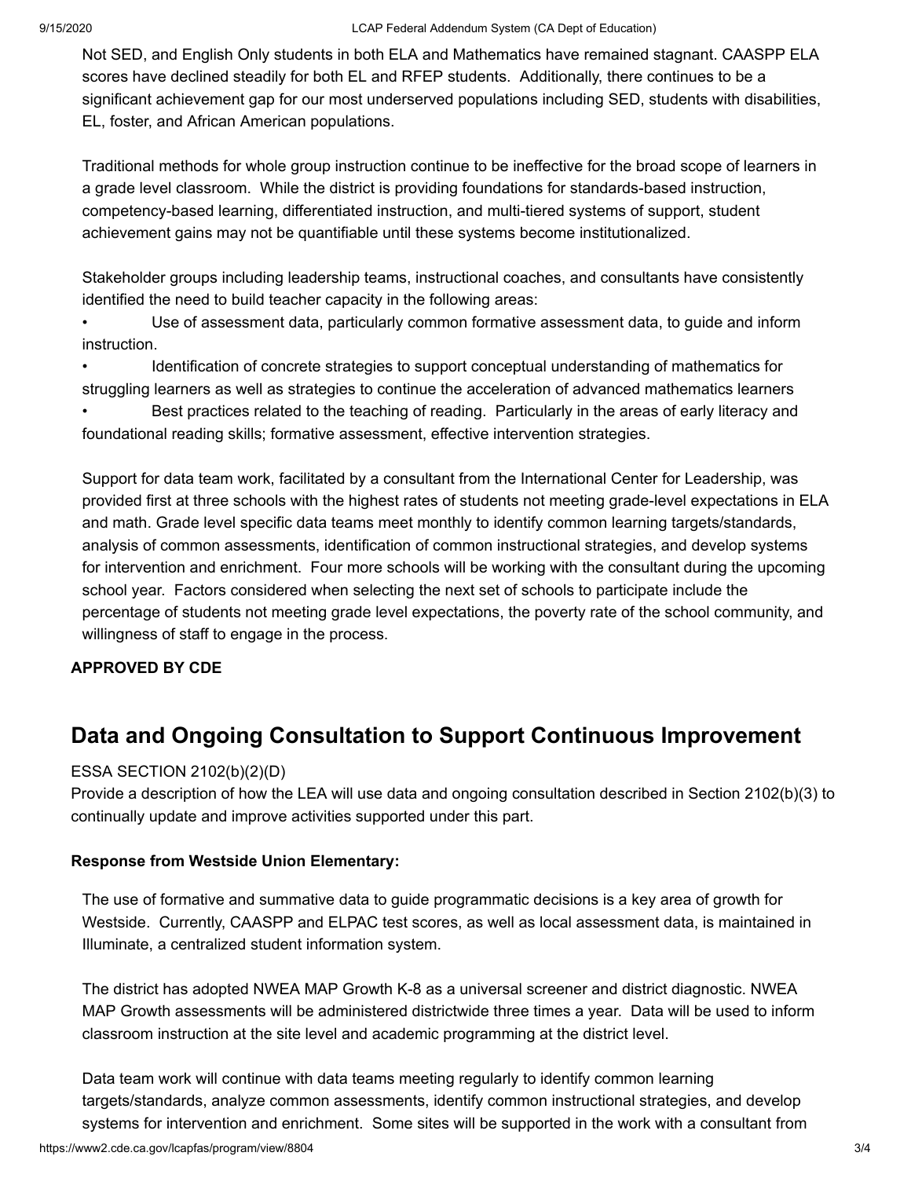Not SED, and English Only students in both ELA and Mathematics have remained stagnant. CAASPP ELA scores have declined steadily for both EL and RFEP students. Additionally, there continues to be a significant achievement gap for our most underserved populations including SED, students with disabilities, EL, foster, and African American populations.

Traditional methods for whole group instruction continue to be ineffective for the broad scope of learners in a grade level classroom. While the district is providing foundations for standards-based instruction, competency-based learning, differentiated instruction, and multi-tiered systems of support, student achievement gains may not be quantifiable until these systems become institutionalized.

Stakeholder groups including leadership teams, instructional coaches, and consultants have consistently identified the need to build teacher capacity in the following areas:

- Use of assessment data, particularly common formative assessment data, to guide and inform instruction.
- Identification of concrete strategies to support conceptual understanding of mathematics for struggling learners as well as strategies to continue the acceleration of advanced mathematics learners
- Best practices related to the teaching of reading. Particularly in the areas of early literacy and foundational reading skills; formative assessment, effective intervention strategies.

Support for data team work, facilitated by a consultant from the International Center for Leadership, was provided first at three schools with the highest rates of students not meeting grade-level expectations in ELA and math. Grade level specific data teams meet monthly to identify common learning targets/standards, analysis of common assessments, identification of common instructional strategies, and develop systems for intervention and enrichment. Four more schools will be working with the consultant during the upcoming school year. Factors considered when selecting the next set of schools to participate include the percentage of students not meeting grade level expectations, the poverty rate of the school community, and willingness of staff to engage in the process.

**APPROVED BY CDE**

## Data and Ongoing Consultation to Support Continuous Improvement

ESSA SECTION 2102(b)(2)(D)

Provide a description of how the LEA will use data and ongoing consultation described in Section 2102(b)(3) to continually update and improve activities supported under this part.

**Response from Westside Union Elementary:**

The use of formative and summative data to guide programmatic decisions is a key area of growth for Westside. Currently, CAASPP and ELPAC test scores, as well as local assessment data, is maintained in Illuminate, a centralized student information system.

The district has adopted NWEA MAP Growth K-8 as a universal screener and district diagnostic. NWEA MAP Growth assessments will be administered districtwide three times a year. Data will be used to inform classroom instruction at the site level and academic programming at the district level.

Data team work will continue with data teams meeting regularly to identify common learning targets/standards, analyze common assessments, identify common instructional strategies, and develop systems for intervention and enrichment. Some sites will be supported in the work with a consultant from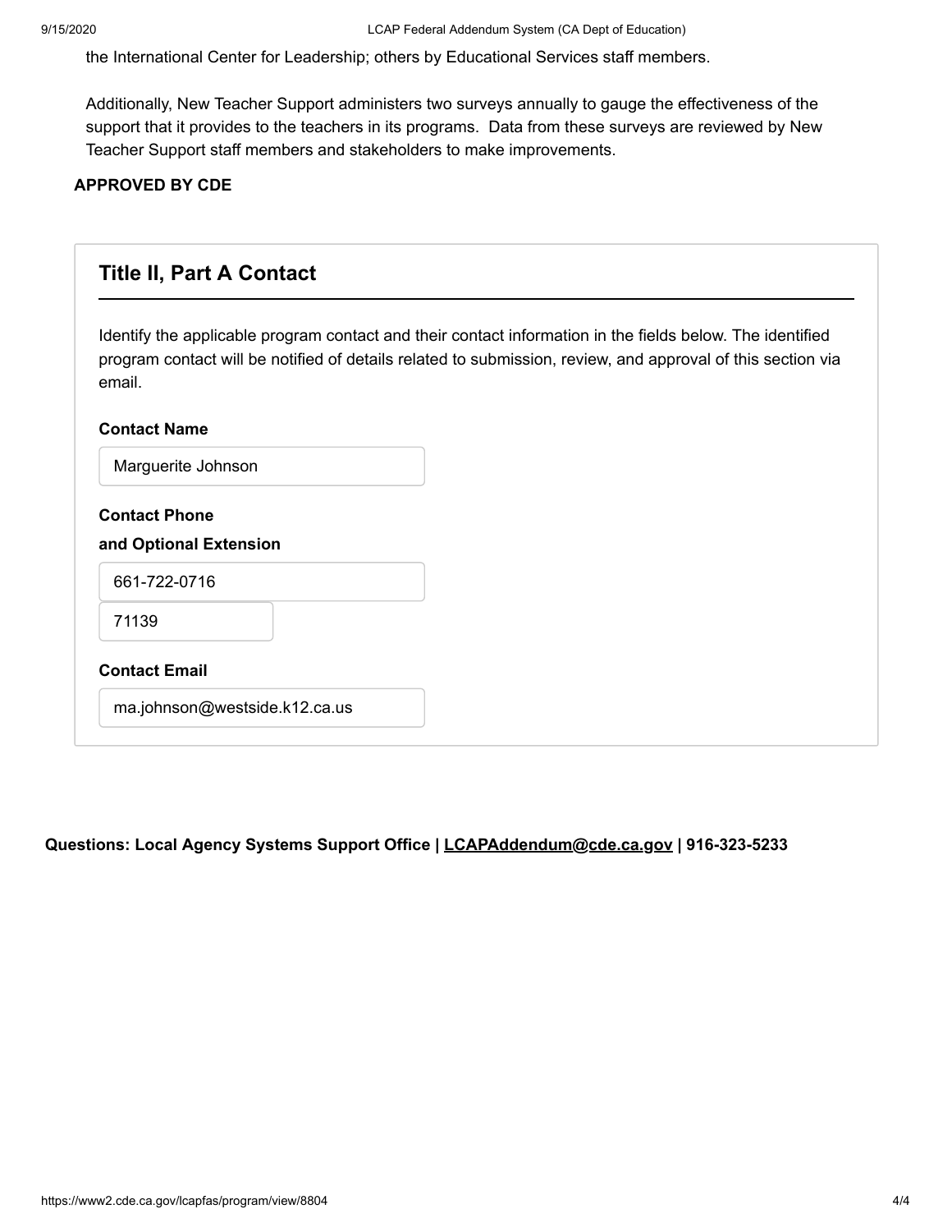the International Center for Leadership; others by Educational Services staff members.

Additionally, New Teacher Support administers two surveys annually to gauge the effectiveness of the support that it provides to the teachers in its programs. Data from these surveys are reviewed by New Teacher Support staff members and stakeholders to make improvements.

**APPROVED BY CDE**

## Title II, Part A Contact

Identify the applicable program contact and their contact information in the fields below. The identified program contact will be notified of details related to submission, review, and approval of this section via email.

**Contact Name**

Marguerite Johnson

**Contact Phone**

**and Optional Extension**

661-722-0716

71139

**Contact Email**

ma.johnson@westside.k12.ca.us

**Questions: Local Agency Systems Support Office | LCAPAddendum@cde.ca.gov | 916-323-5233**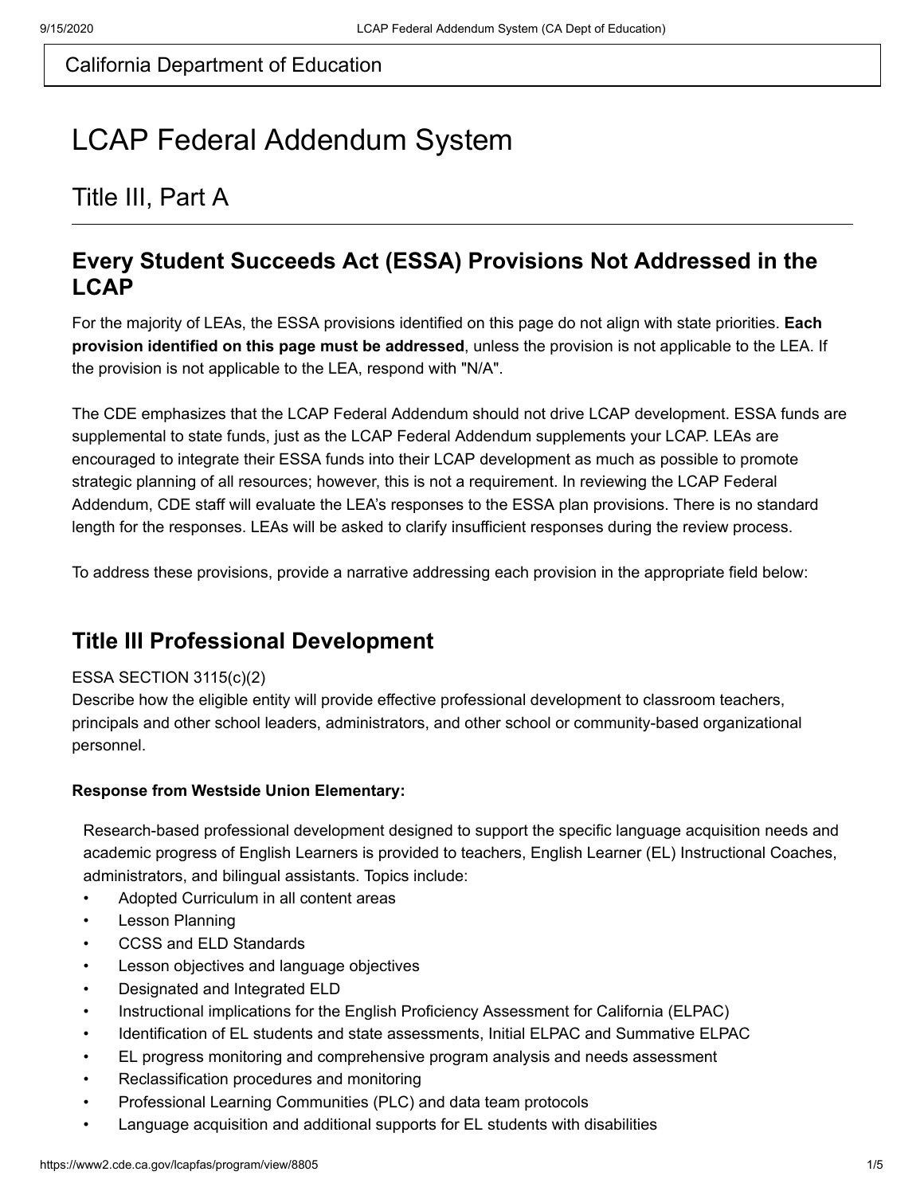California Department of Education

# LCAP Federal Addendum System

## Title III, Part A

### Every Student Succeeds Act (ESSA) Provisions Not Addressed in the LCAP

For the majority of LEAs, the ESSA provisions identified on this page do not align with state priorities. **Each provision identified on this page must be addressed**, unless the provision is not applicable to the LEA. If the provision is not applicable to the LEA, respond with "N/A".

The CDE emphasizes that the LCAP Federal Addendum should not drive LCAP development. ESSA funds are supplemental to state funds, just as the LCAP Federal Addendum supplements your LCAP. LEAs are encouraged to integrate their ESSA funds into their LCAP development as much as possible to promote strategic planning of all resources; however, this is not a requirement. In reviewing the LCAP Federal Addendum, CDE staff will evaluate the LEA's responses to the ESSA plan provisions. There is no standard length for the responses. LEAs will be asked to clarify insufficient responses during the review process.

To address these provisions, provide a narrative addressing each provision in the appropriate field below:

### Title III Professional Development

ESSA SECTION 3115(c)(2)
Describe how the eligible entity will provide effective professional development to classroom teachers, principals and other school leaders, administrators, and other school or community-based organizational personnel.

**Response from Westside Union Elementary:**

Research-based professional development designed to support the specific language acquisition needs and academic progress of English Learners is provided to teachers, English Learner (EL) Instructional Coaches, administrators, and bilingual assistants. Topics include:

- Adopted Curriculum in all content areas
- Lesson Planning
- CCSS and ELD Standards
- Lesson objectives and language objectives
- Designated and Integrated ELD
- Instructional implications for the English Proficiency Assessment for California (ELPAC)
- Identification of EL students and state assessments, Initial ELPAC and Summative ELPAC
- EL progress monitoring and comprehensive program analysis and needs assessment
- Reclassification procedures and monitoring
- Professional Learning Communities (PLC) and data team protocols
- Language acquisition and additional supports for EL students with disabilities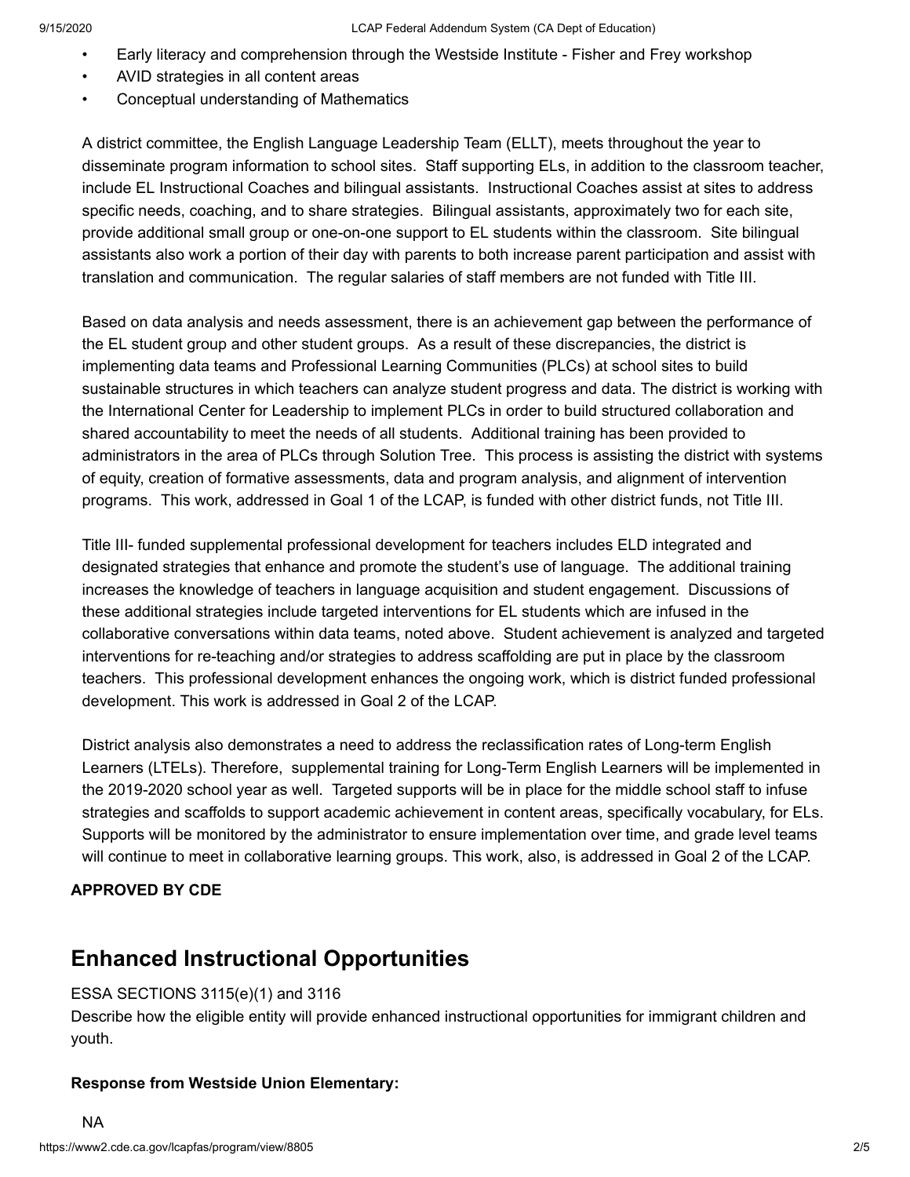- Early literacy and comprehension through the Westside Institute - Fisher and Frey workshop
- AVID strategies in all content areas
- Conceptual understanding of Mathematics

A district committee, the English Language Leadership Team (ELLT), meets throughout the year to disseminate program information to school sites. Staff supporting ELs, in addition to the classroom teacher, include EL Instructional Coaches and bilingual assistants. Instructional Coaches assist at sites to address specific needs, coaching, and to share strategies. Bilingual assistants, approximately two for each site, provide additional small group or one-on-one support to EL students within the classroom. Site bilingual assistants also work a portion of their day with parents to both increase parent participation and assist with translation and communication. The regular salaries of staff members are not funded with Title III.

Based on data analysis and needs assessment, there is an achievement gap between the performance of the EL student group and other student groups. As a result of these discrepancies, the district is implementing data teams and Professional Learning Communities (PLCs) at school sites to build sustainable structures in which teachers can analyze student progress and data. The district is working with the International Center for Leadership to implement PLCs in order to build structured collaboration and shared accountability to meet the needs of all students. Additional training has been provided to administrators in the area of PLCs through Solution Tree. This process is assisting the district with systems of equity, creation of formative assessments, data and program analysis, and alignment of intervention programs. This work, addressed in Goal 1 of the LCAP, is funded with other district funds, not Title III.

Title III- funded supplemental professional development for teachers includes ELD integrated and designated strategies that enhance and promote the student's use of language. The additional training increases the knowledge of teachers in language acquisition and student engagement. Discussions of these additional strategies include targeted interventions for EL students which are infused in the collaborative conversations within data teams, noted above. Student achievement is analyzed and targeted interventions for re-teaching and/or strategies to address scaffolding are put in place by the classroom teachers. This professional development enhances the ongoing work, which is district funded professional development. This work is addressed in Goal 2 of the LCAP.

District analysis also demonstrates a need to address the reclassification rates of Long-term English Learners (LTELs). Therefore, supplemental training for Long-Term English Learners will be implemented in the 2019-2020 school year as well. Targeted supports will be in place for the middle school staff to infuse strategies and scaffolds to support academic achievement in content areas, specifically vocabulary, for ELs. Supports will be monitored by the administrator to ensure implementation over time, and grade level teams will continue to meet in collaborative learning groups. This work, also, is addressed in Goal 2 of the LCAP.

**APPROVED BY CDE**

## Enhanced Instructional Opportunities

ESSA SECTIONS 3115(e)(1) and 3116

Describe how the eligible entity will provide enhanced instructional opportunities for immigrant children and youth.

**Response from Westside Union Elementary:**

NA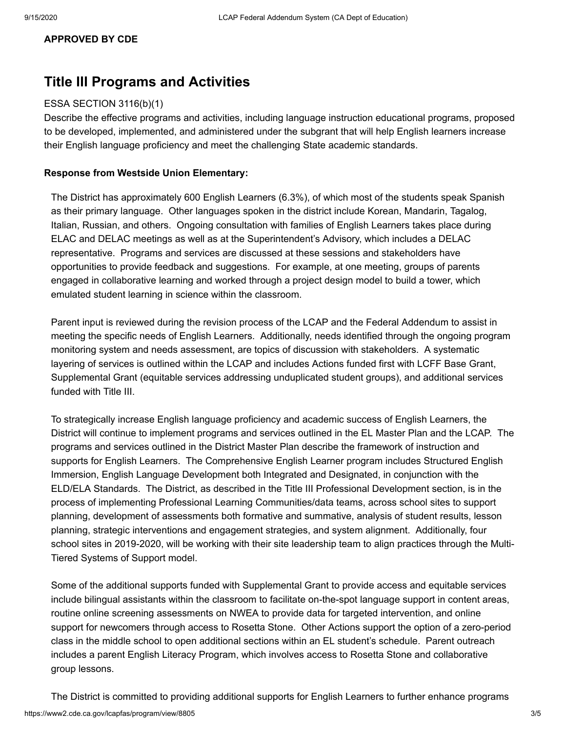**APPROVED BY CDE**

## Title III Programs and Activities

ESSA SECTION 3116(b)(1)

Describe the effective programs and activities, including language instruction educational programs, proposed to be developed, implemented, and administered under the subgrant that will help English learners increase their English language proficiency and meet the challenging State academic standards.

**Response from Westside Union Elementary:**

The District has approximately 600 English Learners (6.3%), of which most of the students speak Spanish as their primary language. Other languages spoken in the district include Korean, Mandarin, Tagalog, Italian, Russian, and others. Ongoing consultation with families of English Learners takes place during ELAC and DELAC meetings as well as at the Superintendent's Advisory, which includes a DELAC representative. Programs and services are discussed at these sessions and stakeholders have opportunities to provide feedback and suggestions. For example, at one meeting, groups of parents engaged in collaborative learning and worked through a project design model to build a tower, which emulated student learning in science within the classroom.

Parent input is reviewed during the revision process of the LCAP and the Federal Addendum to assist in meeting the specific needs of English Learners. Additionally, needs identified through the ongoing program monitoring system and needs assessment, are topics of discussion with stakeholders. A systematic layering of services is outlined within the LCAP and includes Actions funded first with LCFF Base Grant, Supplemental Grant (equitable services addressing unduplicated student groups), and additional services funded with Title III.

To strategically increase English language proficiency and academic success of English Learners, the District will continue to implement programs and services outlined in the EL Master Plan and the LCAP. The programs and services outlined in the District Master Plan describe the framework of instruction and supports for English Learners. The Comprehensive English Learner program includes Structured English Immersion, English Language Development both Integrated and Designated, in conjunction with the ELD/ELA Standards. The District, as described in the Title III Professional Development section, is in the process of implementing Professional Learning Communities/data teams, across school sites to support planning, development of assessments both formative and summative, analysis of student results, lesson planning, strategic interventions and engagement strategies, and system alignment. Additionally, four school sites in 2019-2020, will be working with their site leadership team to align practices through the Multi-Tiered Systems of Support model.

Some of the additional supports funded with Supplemental Grant to provide access and equitable services include bilingual assistants within the classroom to facilitate on-the-spot language support in content areas, routine online screening assessments on NWEA to provide data for targeted intervention, and online support for newcomers through access to Rosetta Stone. Other Actions support the option of a zero-period class in the middle school to open additional sections within an EL student's schedule. Parent outreach includes a parent English Literacy Program, which involves access to Rosetta Stone and collaborative group lessons.

The District is committed to providing additional supports for English Learners to further enhance programs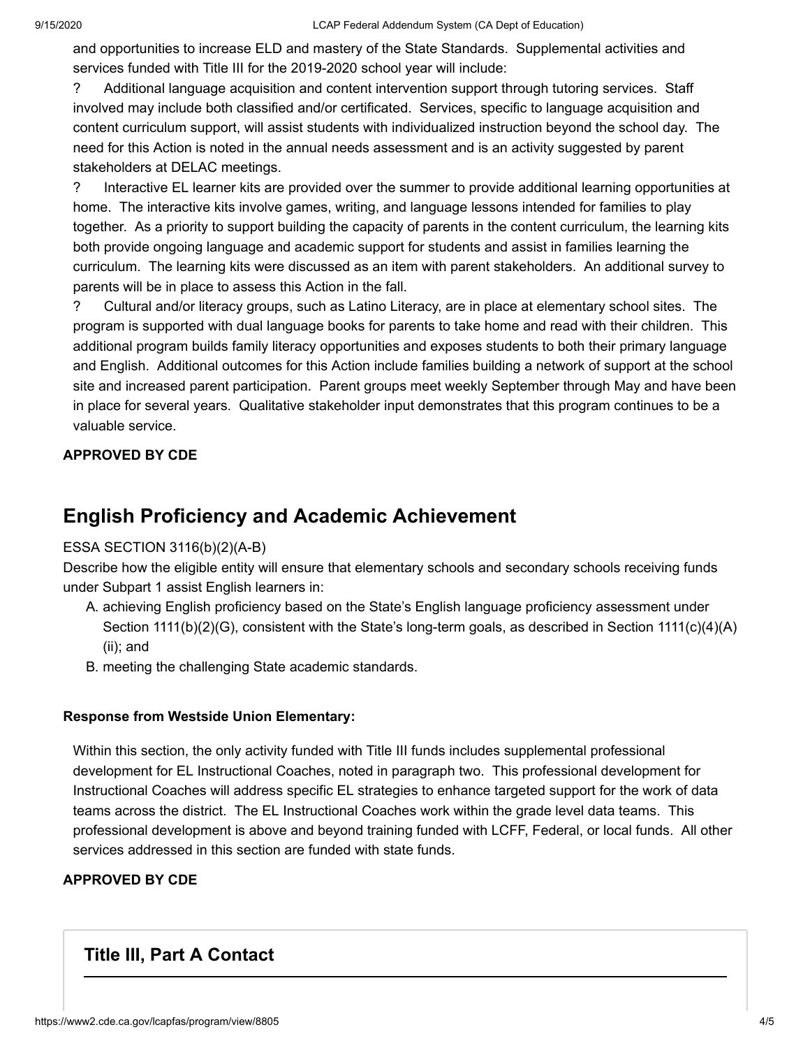and opportunities to increase ELD and mastery of the State Standards. Supplemental activities and services funded with Title III for the 2019-2020 school year will include:

? Additional language acquisition and content intervention support through tutoring services. Staff involved may include both classified and/or certificated. Services, specific to language acquisition and content curriculum support, will assist students with individualized instruction beyond the school day. The need for this Action is noted in the annual needs assessment and is an activity suggested by parent stakeholders at DELAC meetings.

? Interactive EL learner kits are provided over the summer to provide additional learning opportunities at home. The interactive kits involve games, writing, and language lessons intended for families to play together. As a priority to support building the capacity of parents in the content curriculum, the learning kits both provide ongoing language and academic support for students and assist in families learning the curriculum. The learning kits were discussed as an item with parent stakeholders. An additional survey to parents will be in place to assess this Action in the fall.

? Cultural and/or literacy groups, such as Latino Literacy, are in place at elementary school sites. The program is supported with dual language books for parents to take home and read with their children. This additional program builds family literacy opportunities and exposes students to both their primary language and English. Additional outcomes for this Action include families building a network of support at the school site and increased parent participation. Parent groups meet weekly September through May and have been in place for several years. Qualitative stakeholder input demonstrates that this program continues to be a valuable service.

**APPROVED BY CDE**

## English Proficiency and Academic Achievement

ESSA SECTION 3116(b)(2)(A-B)

Describe how the eligible entity will ensure that elementary schools and secondary schools receiving funds under Subpart 1 assist English learners in:

A. achieving English proficiency based on the State's English language proficiency assessment under Section 1111(b)(2)(G), consistent with the State's long-term goals, as described in Section 1111(c)(4)(A)(ii); and
B. meeting the challenging State academic standards.

**Response from Westside Union Elementary:**

Within this section, the only activity funded with Title III funds includes supplemental professional development for EL Instructional Coaches, noted in paragraph two. This professional development for Instructional Coaches will address specific EL strategies to enhance targeted support for the work of data teams across the district. The EL Instructional Coaches work within the grade level data teams. This professional development is above and beyond training funded with LCFF, Federal, or local funds. All other services addressed in this section are funded with state funds.

**APPROVED BY CDE**

## Title III, Part A Contact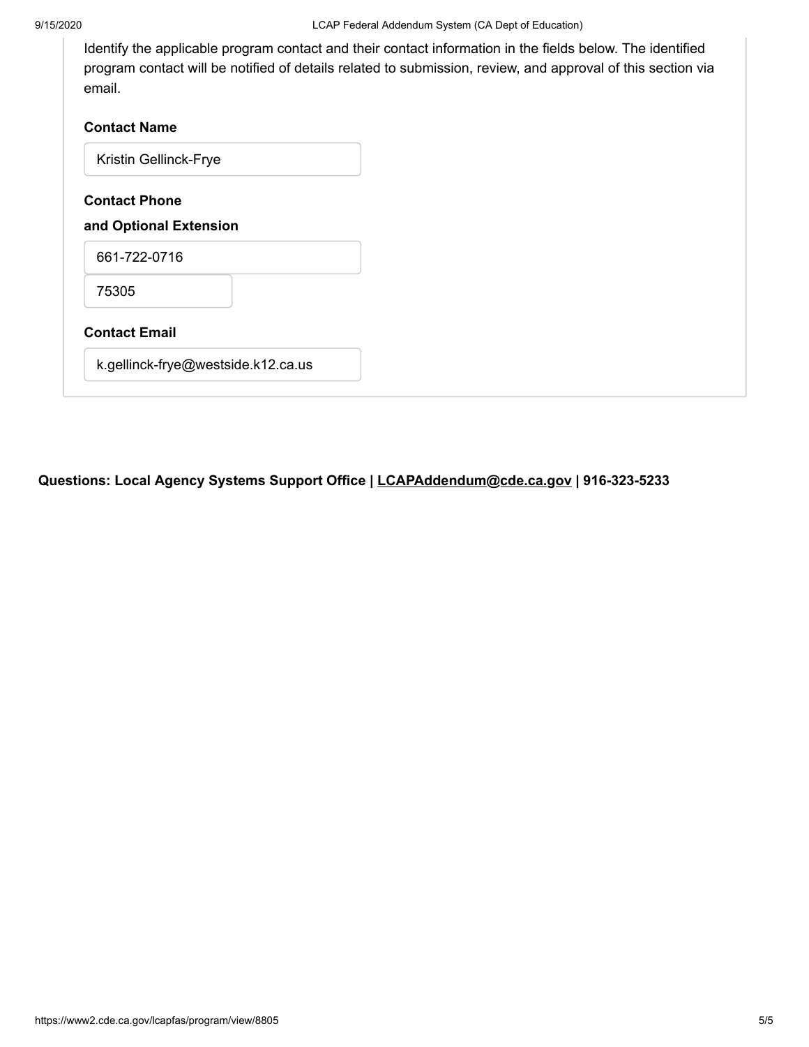Identify the applicable program contact and their contact information in the fields below. The identified program contact will be notified of details related to submission, review, and approval of this section via email.

**Contact Name**

Kristin Gellinck-Frye

**Contact Phone**

**and Optional Extension**

661-722-0716

75305

**Contact Email**

k.gellinck-frye@westside.k12.ca.us

**Questions: Local Agency Systems Support Office | LCAPAddendum@cde.ca.gov | 916-323-5233**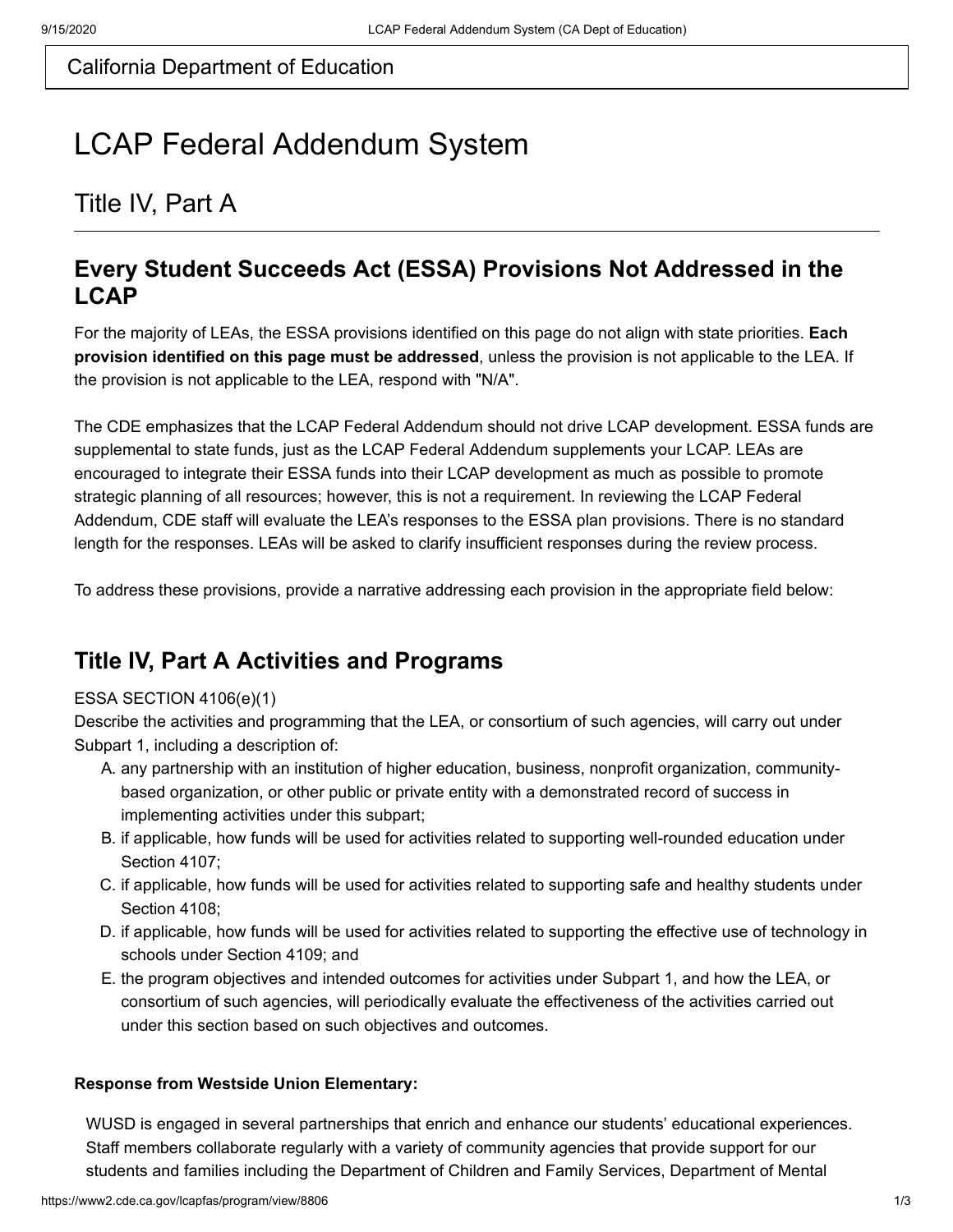California Department of Education

# LCAP Federal Addendum System

## Title IV, Part A

### Every Student Succeeds Act (ESSA) Provisions Not Addressed in the LCAP

For the majority of LEAs, the ESSA provisions identified on this page do not align with state priorities. **Each provision identified on this page must be addressed**, unless the provision is not applicable to the LEA. If the provision is not applicable to the LEA, respond with "N/A".

The CDE emphasizes that the LCAP Federal Addendum should not drive LCAP development. ESSA funds are supplemental to state funds, just as the LCAP Federal Addendum supplements your LCAP. LEAs are encouraged to integrate their ESSA funds into their LCAP development as much as possible to promote strategic planning of all resources; however, this is not a requirement. In reviewing the LCAP Federal Addendum, CDE staff will evaluate the LEA's responses to the ESSA plan provisions. There is no standard length for the responses. LEAs will be asked to clarify insufficient responses during the review process.

To address these provisions, provide a narrative addressing each provision in the appropriate field below:

### Title IV, Part A Activities and Programs

ESSA SECTION 4106(e)(1)

Describe the activities and programming that the LEA, or consortium of such agencies, will carry out under Subpart 1, including a description of:

A. any partnership with an institution of higher education, business, nonprofit organization, community-based organization, or other public or private entity with a demonstrated record of success in implementing activities under this subpart;
B. if applicable, how funds will be used for activities related to supporting well-rounded education under Section 4107;
C. if applicable, how funds will be used for activities related to supporting safe and healthy students under Section 4108;
D. if applicable, how funds will be used for activities related to supporting the effective use of technology in schools under Section 4109; and
E. the program objectives and intended outcomes for activities under Subpart 1, and how the LEA, or consortium of such agencies, will periodically evaluate the effectiveness of the activities carried out under this section based on such objectives and outcomes.

**Response from Westside Union Elementary:**

WUSD is engaged in several partnerships that enrich and enhance our students' educational experiences. Staff members collaborate regularly with a variety of community agencies that provide support for our students and families including the Department of Children and Family Services, Department of Mental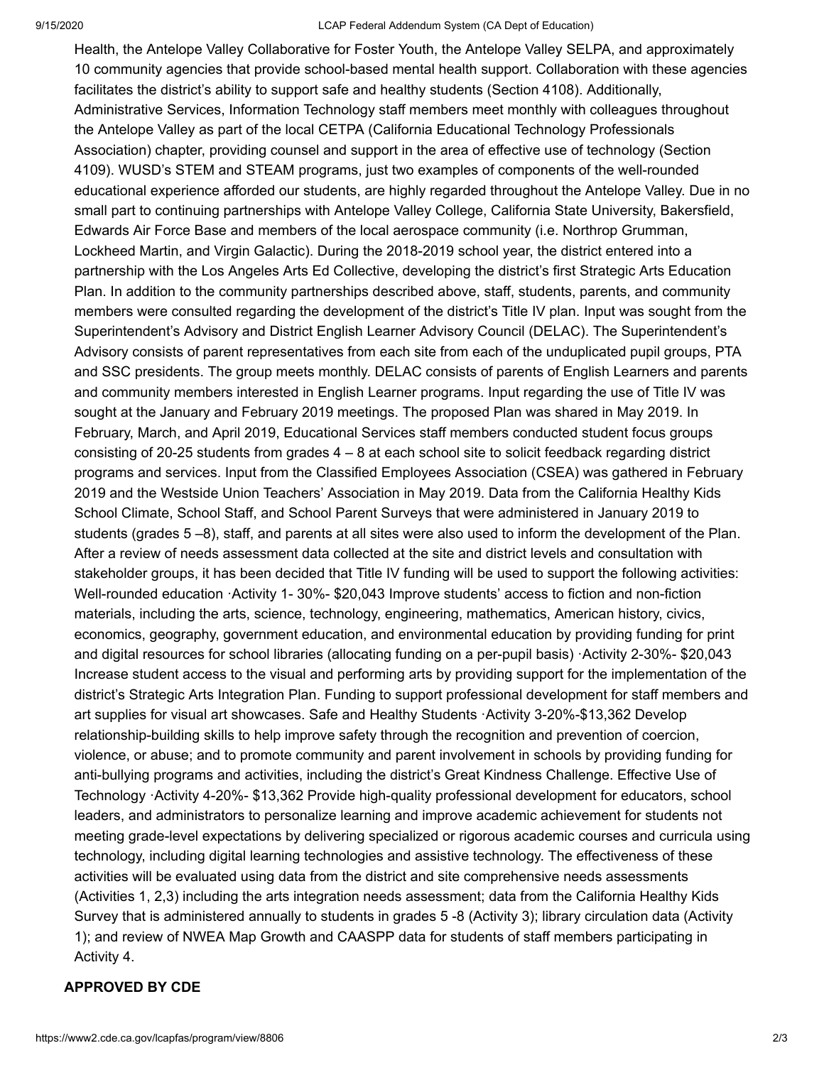Health, the Antelope Valley Collaborative for Foster Youth, the Antelope Valley SELPA, and approximately 10 community agencies that provide school-based mental health support. Collaboration with these agencies facilitates the district's ability to support safe and healthy students (Section 4108). Additionally, Administrative Services, Information Technology staff members meet monthly with colleagues throughout the Antelope Valley as part of the local CETPA (California Educational Technology Professionals Association) chapter, providing counsel and support in the area of effective use of technology (Section 4109). WUSD's STEM and STEAM programs, just two examples of components of the well-rounded educational experience afforded our students, are highly regarded throughout the Antelope Valley. Due in no small part to continuing partnerships with Antelope Valley College, California State University, Bakersfield, Edwards Air Force Base and members of the local aerospace community (i.e. Northrop Grumman, Lockheed Martin, and Virgin Galactic). During the 2018-2019 school year, the district entered into a partnership with the Los Angeles Arts Ed Collective, developing the district's first Strategic Arts Education Plan. In addition to the community partnerships described above, staff, students, parents, and community members were consulted regarding the development of the district's Title IV plan. Input was sought from the Superintendent's Advisory and District English Learner Advisory Council (DELAC). The Superintendent's Advisory consists of parent representatives from each site from each of the unduplicated pupil groups, PTA and SSC presidents. The group meets monthly. DELAC consists of parents of English Learners and parents and community members interested in English Learner programs. Input regarding the use of Title IV was sought at the January and February 2019 meetings. The proposed Plan was shared in May 2019. In February, March, and April 2019, Educational Services staff members conducted student focus groups consisting of 20-25 students from grades 4 – 8 at each school site to solicit feedback regarding district programs and services. Input from the Classified Employees Association (CSEA) was gathered in February 2019 and the Westside Union Teachers' Association in May 2019. Data from the California Healthy Kids School Climate, School Staff, and School Parent Surveys that were administered in January 2019 to students (grades 5 –8), staff, and parents at all sites were also used to inform the development of the Plan. After a review of needs assessment data collected at the site and district levels and consultation with stakeholder groups, it has been decided that Title IV funding will be used to support the following activities: Well-rounded education ·Activity 1- 30%- $20,043 Improve students' access to fiction and non-fiction materials, including the arts, science, technology, engineering, mathematics, American history, civics, economics, geography, government education, and environmental education by providing funding for print and digital resources for school libraries (allocating funding on a per-pupil basis) ·Activity 2-30%- $20,043 Increase student access to the visual and performing arts by providing support for the implementation of the district's Strategic Arts Integration Plan. Funding to support professional development for staff members and art supplies for visual art showcases. Safe and Healthy Students ·Activity 3-20%-$13,362 Develop relationship-building skills to help improve safety through the recognition and prevention of coercion, violence, or abuse; and to promote community and parent involvement in schools by providing funding for anti-bullying programs and activities, including the district's Great Kindness Challenge. Effective Use of Technology ·Activity 4-20%- $13,362 Provide high-quality professional development for educators, school leaders, and administrators to personalize learning and improve academic achievement for students not meeting grade-level expectations by delivering specialized or rigorous academic courses and curricula using technology, including digital learning technologies and assistive technology. The effectiveness of these activities will be evaluated using data from the district and site comprehensive needs assessments (Activities 1, 2,3) including the arts integration needs assessment; data from the California Healthy Kids Survey that is administered annually to students in grades 5 -8 (Activity 3); library circulation data (Activity 1); and review of NWEA Map Growth and CAASPP data for students of staff members participating in Activity 4.

**APPROVED BY CDE**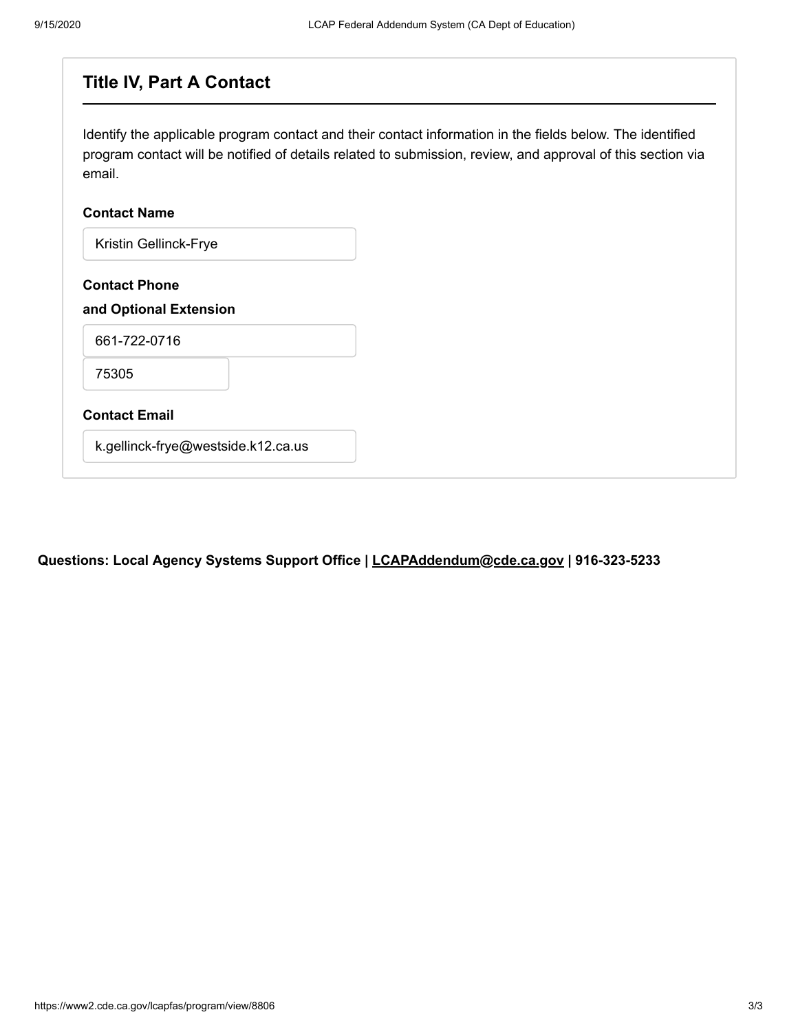## Title IV, Part A Contact

Identify the applicable program contact and their contact information in the fields below. The identified program contact will be notified of details related to submission, review, and approval of this section via email.

**Contact Name**

Kristin Gellinck-Frye

**Contact Phone**

**and Optional Extension**

661-722-0716

75305

**Contact Email**

k.gellinck-frye@westside.k12.ca.us

**Questions: Local Agency Systems Support Office | LCAPAddendum@cde.ca.gov | 916-323-5233**